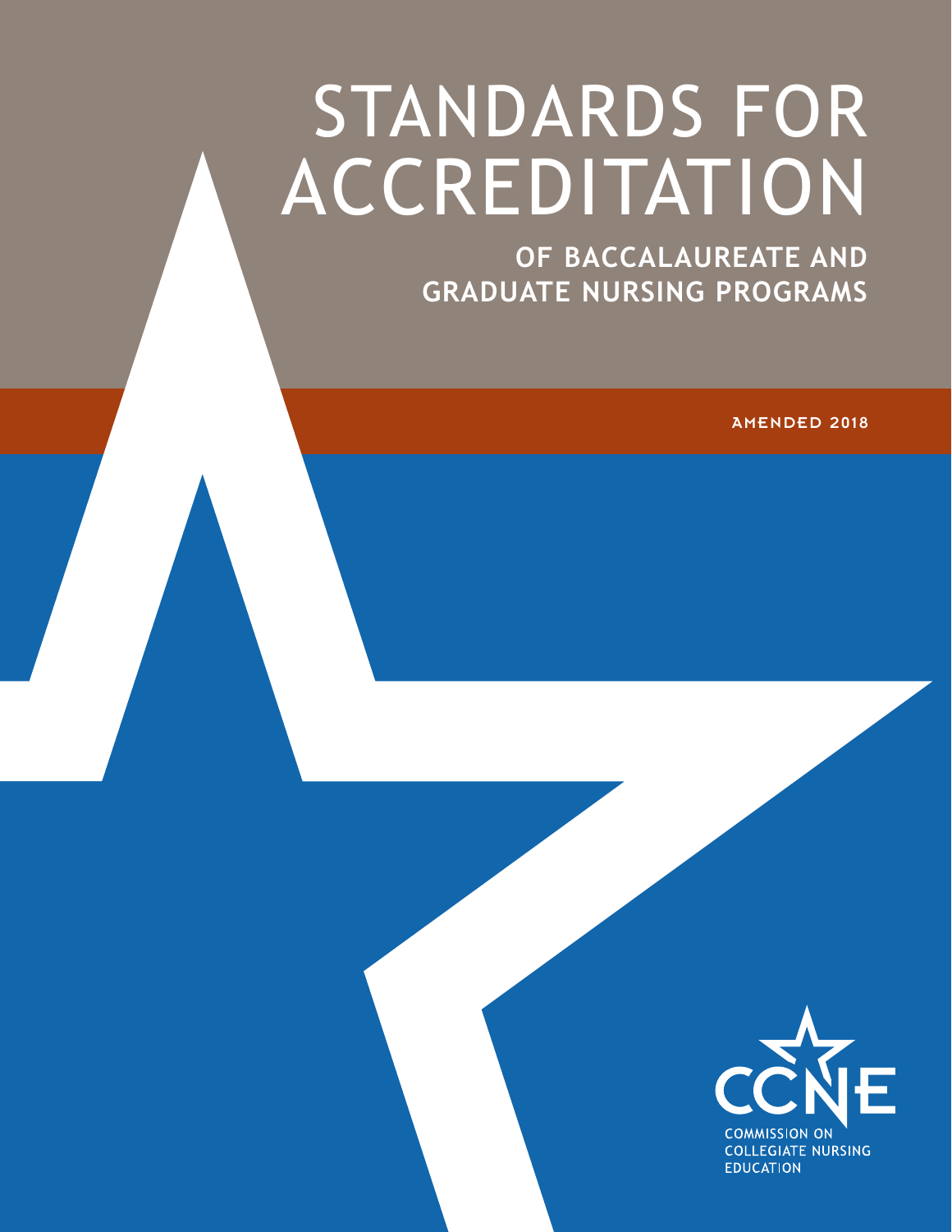# STANDARDS FOR ACCREDITATION

## OF BACCALAUREATE AND GRADUATE NURSING PROGRAMS

AMENDED 2018

CCNE

COMMISSION ON COLLEGIATE NURSING EDUCATION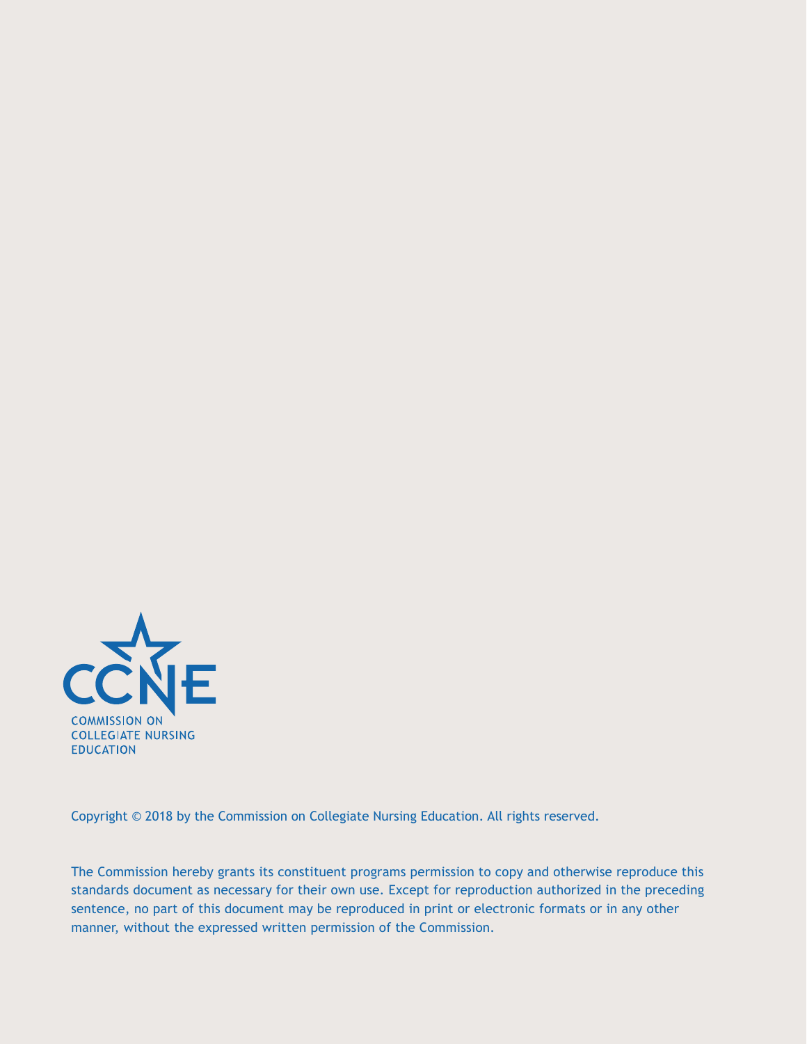CCNE

COMMISSION ON
COLLEGIATE NURSING
EDUCATION

Copyright © 2018 by the Commission on Collegiate Nursing Education. All rights reserved.

The Commission hereby grants its constituent programs permission to copy and otherwise reproduce this standards document as necessary for their own use. Except for reproduction authorized in the preceding sentence, no part of this document may be reproduced in print or electronic formats or in any other manner, without the expressed written permission of the Commission.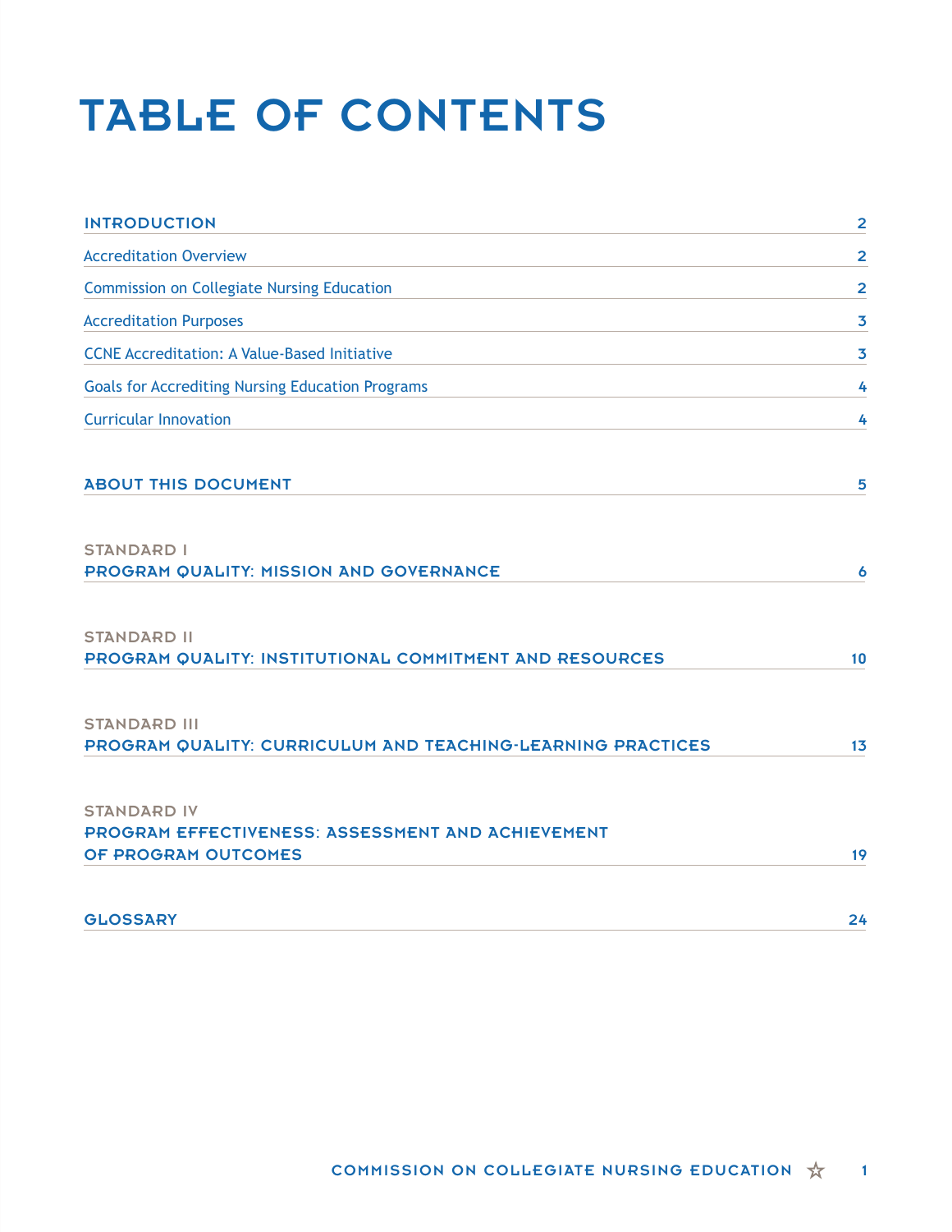# TABLE OF CONTENTS

| | |
|---|---|
| **INTRODUCTION** | **2** |
| Accreditation Overview | 2 |
| Commission on Collegiate Nursing Education | 2 |
| Accreditation Purposes | 3 |
| CCNE Accreditation: A Value-Based Initiative | 3 |
| Goals for Accrediting Nursing Education Programs | 4 |
| Curricular Innovation | 4 |
| **ABOUT THIS DOCUMENT** | **5** |
| STANDARD I<br>**PROGRAM QUALITY: MISSION AND GOVERNANCE** | **6** |
| STANDARD II<br>**PROGRAM QUALITY: INSTITUTIONAL COMMITMENT AND RESOURCES** | **10** |
| STANDARD III<br>**PROGRAM QUALITY: CURRICULUM AND TEACHING-LEARNING PRACTICES** | **13** |
| STANDARD IV<br>**PROGRAM EFFECTIVENESS: ASSESSMENT AND ACHIEVEMENT OF PROGRAM OUTCOMES** | **19** |
| **GLOSSARY** | **24** |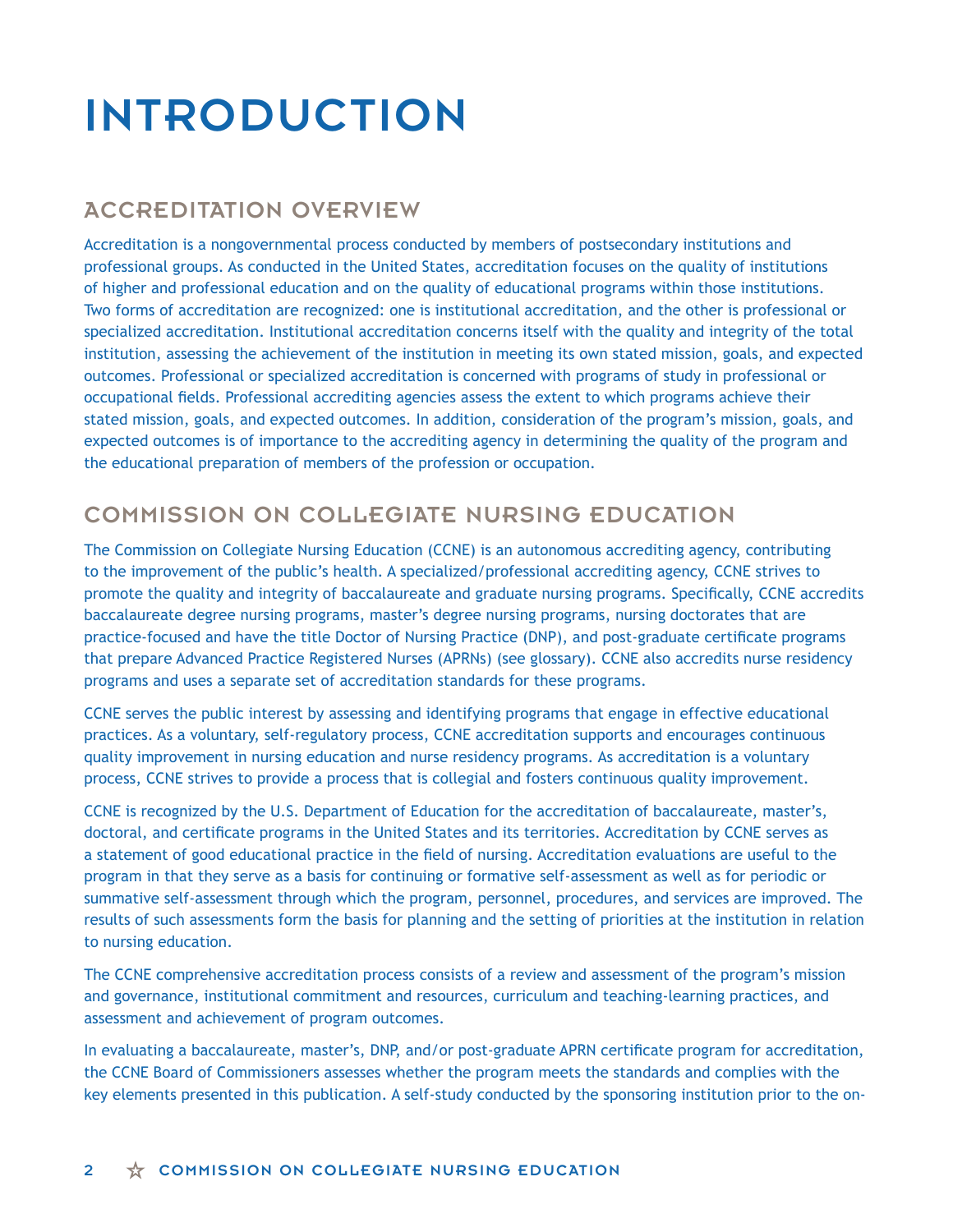# INTRODUCTION

## ACCREDITATION OVERVIEW

Accreditation is a nongovernmental process conducted by members of postsecondary institutions and professional groups. As conducted in the United States, accreditation focuses on the quality of institutions of higher and professional education and on the quality of educational programs within those institutions. Two forms of accreditation are recognized: one is institutional accreditation, and the other is professional or specialized accreditation. Institutional accreditation concerns itself with the quality and integrity of the total institution, assessing the achievement of the institution in meeting its own stated mission, goals, and expected outcomes. Professional or specialized accreditation is concerned with programs of study in professional or occupational fields. Professional accrediting agencies assess the extent to which programs achieve their stated mission, goals, and expected outcomes. In addition, consideration of the program's mission, goals, and expected outcomes is of importance to the accrediting agency in determining the quality of the program and the educational preparation of members of the profession or occupation.

## COMMISSION ON COLLEGIATE NURSING EDUCATION

The Commission on Collegiate Nursing Education (CCNE) is an autonomous accrediting agency, contributing to the improvement of the public's health. A specialized/professional accrediting agency, CCNE strives to promote the quality and integrity of baccalaureate and graduate nursing programs. Specifically, CCNE accredits baccalaureate degree nursing programs, master's degree nursing programs, nursing doctorates that are practice-focused and have the title Doctor of Nursing Practice (DNP), and post-graduate certificate programs that prepare Advanced Practice Registered Nurses (APRNs) (see glossary). CCNE also accredits nurse residency programs and uses a separate set of accreditation standards for these programs.

CCNE serves the public interest by assessing and identifying programs that engage in effective educational practices. As a voluntary, self-regulatory process, CCNE accreditation supports and encourages continuous quality improvement in nursing education and nurse residency programs. As accreditation is a voluntary process, CCNE strives to provide a process that is collegial and fosters continuous quality improvement.

CCNE is recognized by the U.S. Department of Education for the accreditation of baccalaureate, master's, doctoral, and certificate programs in the United States and its territories. Accreditation by CCNE serves as a statement of good educational practice in the field of nursing. Accreditation evaluations are useful to the program in that they serve as a basis for continuing or formative self-assessment as well as for periodic or summative self-assessment through which the program, personnel, procedures, and services are improved. The results of such assessments form the basis for planning and the setting of priorities at the institution in relation to nursing education.

The CCNE comprehensive accreditation process consists of a review and assessment of the program's mission and governance, institutional commitment and resources, curriculum and teaching-learning practices, and assessment and achievement of program outcomes.

In evaluating a baccalaureate, master's, DNP, and/or post-graduate APRN certificate program for accreditation, the CCNE Board of Commissioners assesses whether the program meets the standards and complies with the key elements presented in this publication. A self-study conducted by the sponsoring institution prior to the on-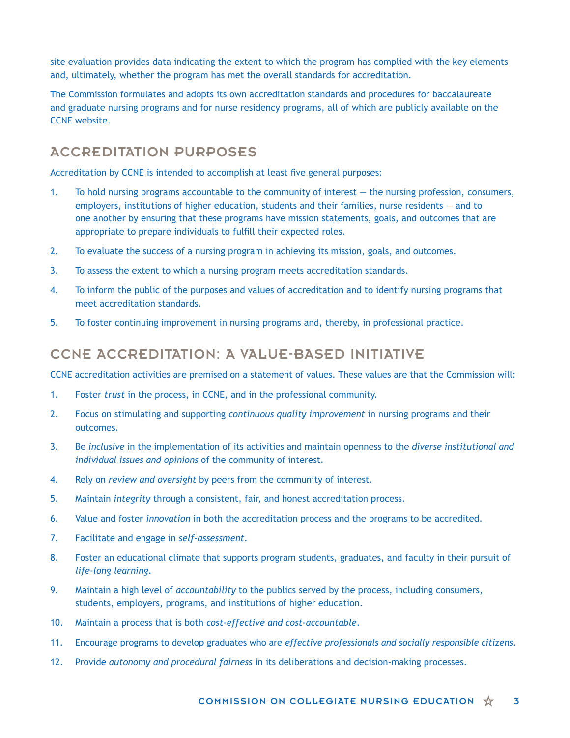site evaluation provides data indicating the extent to which the program has complied with the key elements and, ultimately, whether the program has met the overall standards for accreditation.

The Commission formulates and adopts its own accreditation standards and procedures for baccalaureate and graduate nursing programs and for nurse residency programs, all of which are publicly available on the CCNE website.

## ACCREDITATION PURPOSES

Accreditation by CCNE is intended to accomplish at least five general purposes:

1. To hold nursing programs accountable to the community of interest — the nursing profession, consumers, employers, institutions of higher education, students and their families, nurse residents — and to one another by ensuring that these programs have mission statements, goals, and outcomes that are appropriate to prepare individuals to fulfill their expected roles.
2. To evaluate the success of a nursing program in achieving its mission, goals, and outcomes.
3. To assess the extent to which a nursing program meets accreditation standards.
4. To inform the public of the purposes and values of accreditation and to identify nursing programs that meet accreditation standards.
5. To foster continuing improvement in nursing programs and, thereby, in professional practice.

## CCNE ACCREDITATION: A VALUE-BASED INITIATIVE

CCNE accreditation activities are premised on a statement of values. These values are that the Commission will:

1. Foster *trust* in the process, in CCNE, and in the professional community.
2. Focus on stimulating and supporting *continuous quality improvement* in nursing programs and their outcomes.
3. Be *inclusive* in the implementation of its activities and maintain openness to the *diverse institutional and individual issues and opinions* of the community of interest.
4. Rely on *review and oversight* by peers from the community of interest.
5. Maintain *integrity* through a consistent, fair, and honest accreditation process.
6. Value and foster *innovation* in both the accreditation process and the programs to be accredited.
7. Facilitate and engage in *self-assessment*.
8. Foster an educational climate that supports program students, graduates, and faculty in their pursuit of *life-long learning*.
9. Maintain a high level of *accountability* to the publics served by the process, including consumers, students, employers, programs, and institutions of higher education.
10. Maintain a process that is both *cost-effective and cost-accountable*.
11. Encourage programs to develop graduates who are *effective professionals and socially responsible citizens*.
12. Provide *autonomy and procedural fairness* in its deliberations and decision-making processes.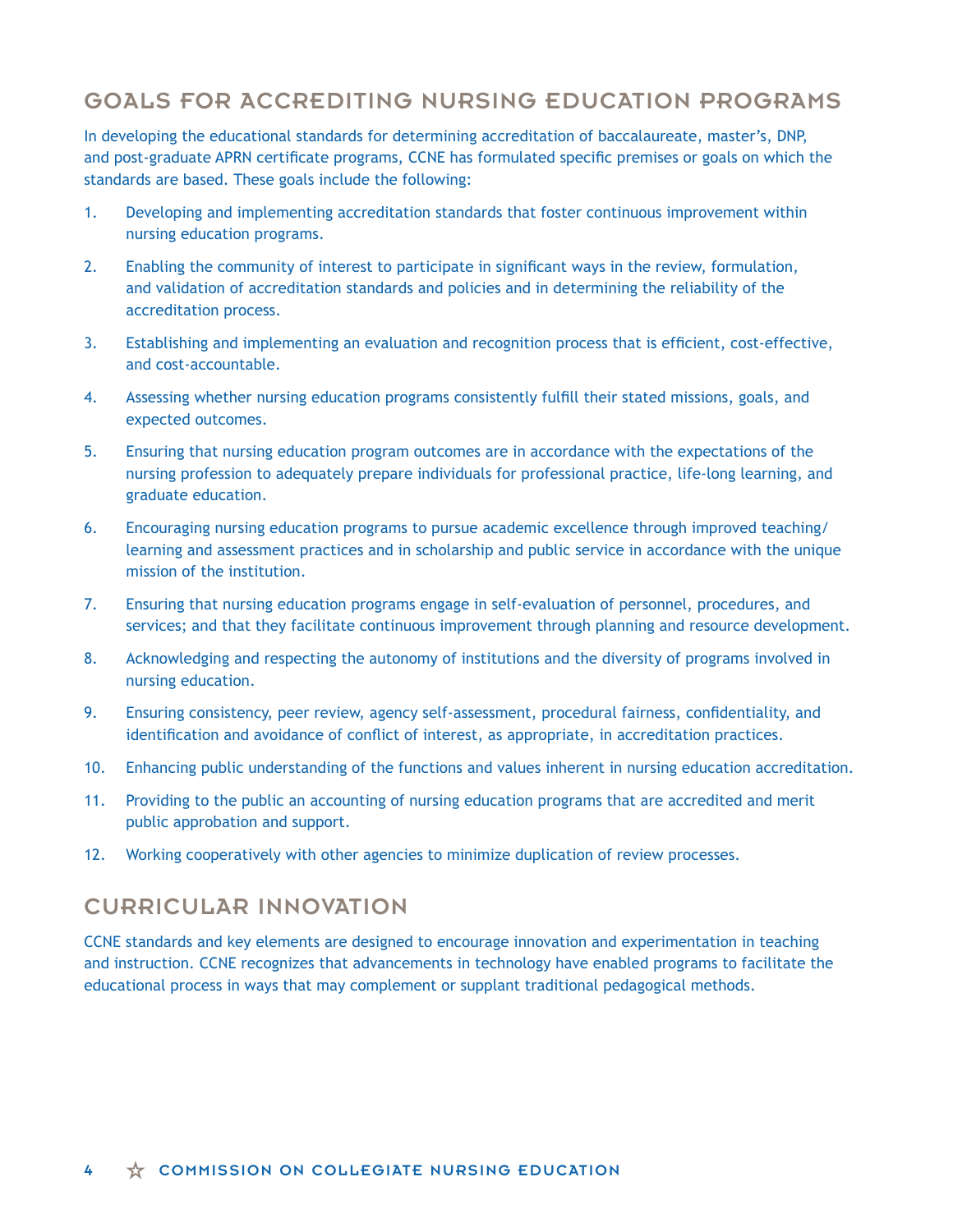## GOALS FOR ACCREDITING NURSING EDUCATION PROGRAMS

In developing the educational standards for determining accreditation of baccalaureate, master's, DNP, and post-graduate APRN certificate programs, CCNE has formulated specific premises or goals on which the standards are based. These goals include the following:

1. Developing and implementing accreditation standards that foster continuous improvement within nursing education programs.
2. Enabling the community of interest to participate in significant ways in the review, formulation, and validation of accreditation standards and policies and in determining the reliability of the accreditation process.
3. Establishing and implementing an evaluation and recognition process that is efficient, cost-effective, and cost-accountable.
4. Assessing whether nursing education programs consistently fulfill their stated missions, goals, and expected outcomes.
5. Ensuring that nursing education program outcomes are in accordance with the expectations of the nursing profession to adequately prepare individuals for professional practice, life-long learning, and graduate education.
6. Encouraging nursing education programs to pursue academic excellence through improved teaching/learning and assessment practices and in scholarship and public service in accordance with the unique mission of the institution.
7. Ensuring that nursing education programs engage in self-evaluation of personnel, procedures, and services; and that they facilitate continuous improvement through planning and resource development.
8. Acknowledging and respecting the autonomy of institutions and the diversity of programs involved in nursing education.
9. Ensuring consistency, peer review, agency self-assessment, procedural fairness, confidentiality, and identification and avoidance of conflict of interest, as appropriate, in accreditation practices.
10. Enhancing public understanding of the functions and values inherent in nursing education accreditation.
11. Providing to the public an accounting of nursing education programs that are accredited and merit public approbation and support.
12. Working cooperatively with other agencies to minimize duplication of review processes.

## CURRICULAR INNOVATION

CCNE standards and key elements are designed to encourage innovation and experimentation in teaching and instruction. CCNE recognizes that advancements in technology have enabled programs to facilitate the educational process in ways that may complement or supplant traditional pedagogical methods.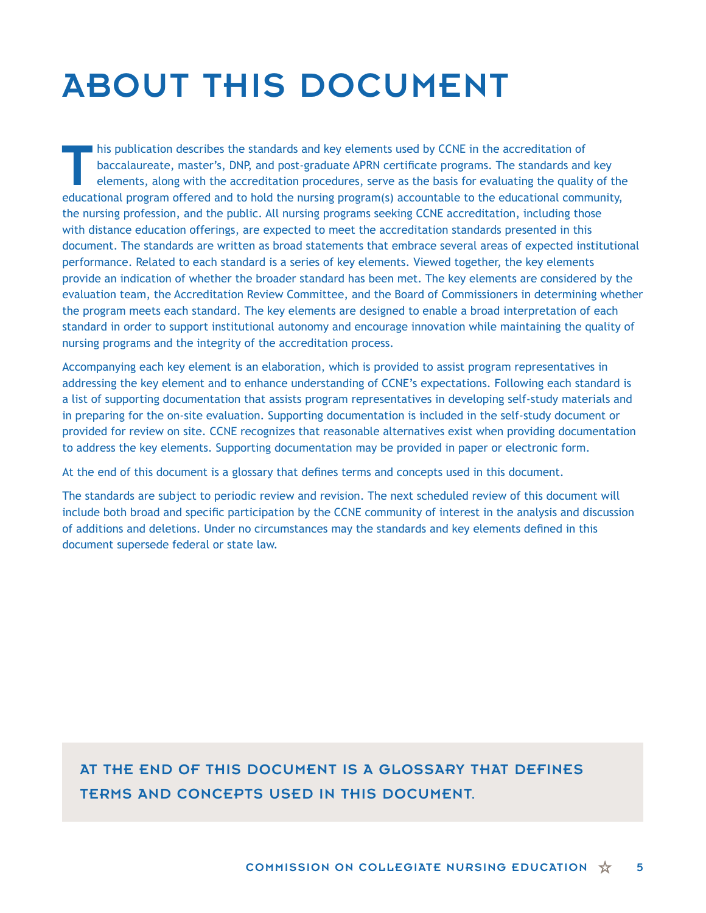# ABOUT THIS DOCUMENT

This publication describes the standards and key elements used by CCNE in the accreditation of baccalaureate, master's, DNP, and post-graduate APRN certificate programs. The standards and key elements, along with the accreditation procedures, serve as the basis for evaluating the quality of the educational program offered and to hold the nursing program(s) accountable to the educational community, the nursing profession, and the public. All nursing programs seeking CCNE accreditation, including those with distance education offerings, are expected to meet the accreditation standards presented in this document. The standards are written as broad statements that embrace several areas of expected institutional performance. Related to each standard is a series of key elements. Viewed together, the key elements provide an indication of whether the broader standard has been met. The key elements are considered by the evaluation team, the Accreditation Review Committee, and the Board of Commissioners in determining whether the program meets each standard. The key elements are designed to enable a broad interpretation of each standard in order to support institutional autonomy and encourage innovation while maintaining the quality of nursing programs and the integrity of the accreditation process.

Accompanying each key element is an elaboration, which is provided to assist program representatives in addressing the key element and to enhance understanding of CCNE's expectations. Following each standard is a list of supporting documentation that assists program representatives in developing self-study materials and in preparing for the on-site evaluation. Supporting documentation is included in the self-study document or provided for review on site. CCNE recognizes that reasonable alternatives exist when providing documentation to address the key elements. Supporting documentation may be provided in paper or electronic form.

At the end of this document is a glossary that defines terms and concepts used in this document.

The standards are subject to periodic review and revision. The next scheduled review of this document will include both broad and specific participation by the CCNE community of interest in the analysis and discussion of additions and deletions. Under no circumstances may the standards and key elements defined in this document supersede federal or state law.

**AT THE END OF THIS DOCUMENT IS A GLOSSARY THAT DEFINES TERMS AND CONCEPTS USED IN THIS DOCUMENT.**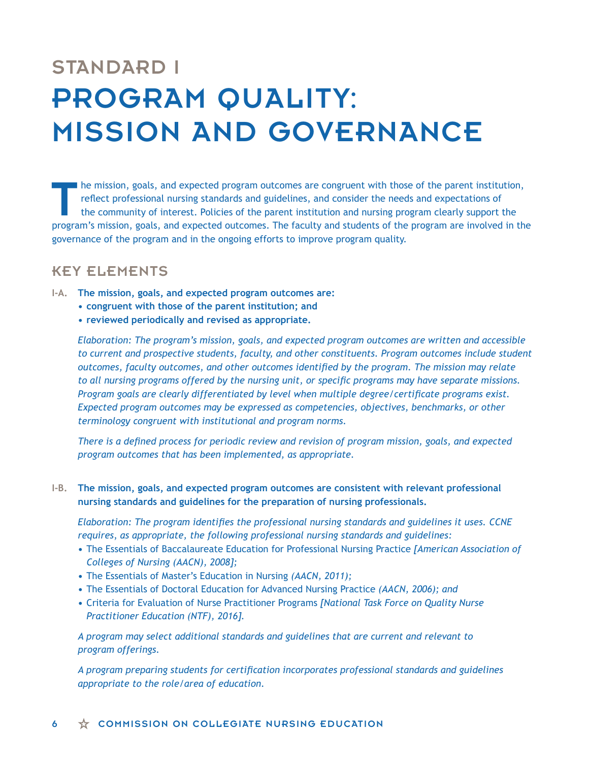# STANDARD I

# PROGRAM QUALITY: MISSION AND GOVERNANCE

The mission, goals, and expected program outcomes are congruent with those of the parent institution, reflect professional nursing standards and guidelines, and consider the needs and expectations of the community of interest. Policies of the parent institution and nursing program clearly support the program's mission, goals, and expected outcomes. The faculty and students of the program are involved in the governance of the program and in the ongoing efforts to improve program quality.

## KEY ELEMENTS

**I-A. The mission, goals, and expected program outcomes are:**
- **congruent with those of the parent institution; and**
- **reviewed periodically and revised as appropriate.**

*Elaboration: The program's mission, goals, and expected program outcomes are written and accessible to current and prospective students, faculty, and other constituents. Program outcomes include student outcomes, faculty outcomes, and other outcomes identified by the program. The mission may relate to all nursing programs offered by the nursing unit, or specific programs may have separate missions. Program goals are clearly differentiated by level when multiple degree/certificate programs exist. Expected program outcomes may be expressed as competencies, objectives, benchmarks, or other terminology congruent with institutional and program norms.*

*There is a defined process for periodic review and revision of program mission, goals, and expected program outcomes that has been implemented, as appropriate.*

**I-B. The mission, goals, and expected program outcomes are consistent with relevant professional nursing standards and guidelines for the preparation of nursing professionals.**

*Elaboration: The program identifies the professional nursing standards and guidelines it uses. CCNE requires, as appropriate, the following professional nursing standards and guidelines:*
- The Essentials of Baccalaureate Education for Professional Nursing Practice *[American Association of Colleges of Nursing (AACN), 2008];*
- The Essentials of Master's Education in Nursing *(AACN, 2011);*
- The Essentials of Doctoral Education for Advanced Nursing Practice *(AACN, 2006); and*
- Criteria for Evaluation of Nurse Practitioner Programs *[National Task Force on Quality Nurse Practitioner Education (NTF), 2016].*

*A program may select additional standards and guidelines that are current and relevant to program offerings.*

*A program preparing students for certification incorporates professional standards and guidelines appropriate to the role/area of education.*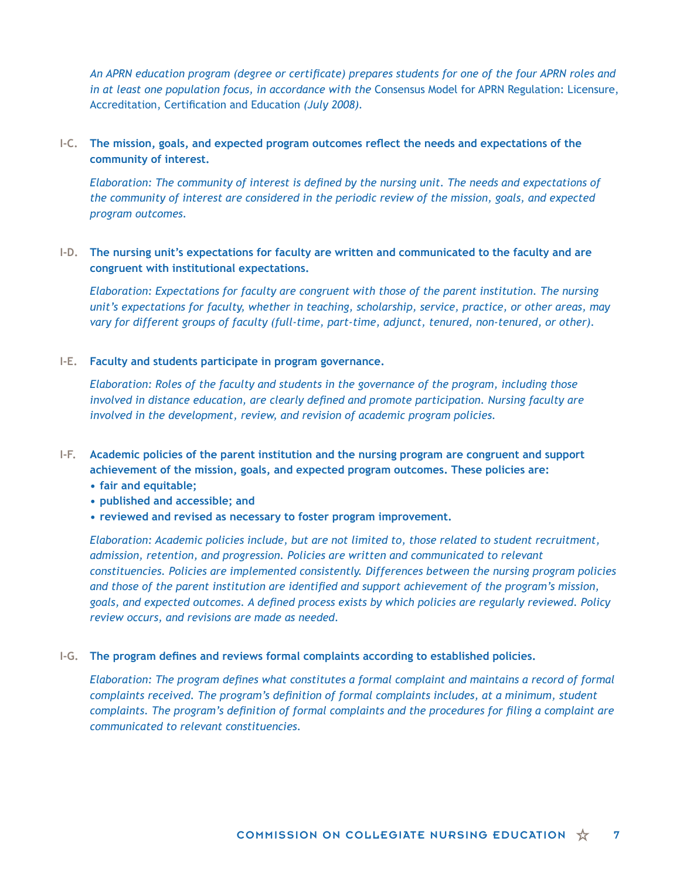*An APRN education program (degree or certificate) prepares students for one of the four APRN roles and in at least one population focus, in accordance with the* Consensus Model for APRN Regulation: Licensure, Accreditation, Certification and Education *(July 2008).*

**I-C. The mission, goals, and expected program outcomes reflect the needs and expectations of the community of interest.**

*Elaboration: The community of interest is defined by the nursing unit. The needs and expectations of the community of interest are considered in the periodic review of the mission, goals, and expected program outcomes.*

**I-D. The nursing unit's expectations for faculty are written and communicated to the faculty and are congruent with institutional expectations.**

*Elaboration: Expectations for faculty are congruent with those of the parent institution. The nursing unit's expectations for faculty, whether in teaching, scholarship, service, practice, or other areas, may vary for different groups of faculty (full-time, part-time, adjunct, tenured, non-tenured, or other).*

**I-E. Faculty and students participate in program governance.**

*Elaboration: Roles of the faculty and students in the governance of the program, including those involved in distance education, are clearly defined and promote participation. Nursing faculty are involved in the development, review, and revision of academic program policies.*

**I-F. Academic policies of the parent institution and the nursing program are congruent and support achievement of the mission, goals, and expected program outcomes. These policies are:**
- **fair and equitable;**
- **published and accessible; and**
- **reviewed and revised as necessary to foster program improvement.**

*Elaboration: Academic policies include, but are not limited to, those related to student recruitment, admission, retention, and progression. Policies are written and communicated to relevant constituencies. Policies are implemented consistently. Differences between the nursing program policies and those of the parent institution are identified and support achievement of the program's mission, goals, and expected outcomes. A defined process exists by which policies are regularly reviewed. Policy review occurs, and revisions are made as needed.*

**I-G. The program defines and reviews formal complaints according to established policies.**

*Elaboration: The program defines what constitutes a formal complaint and maintains a record of formal complaints received. The program's definition of formal complaints includes, at a minimum, student complaints. The program's definition of formal complaints and the procedures for filing a complaint are communicated to relevant constituencies.*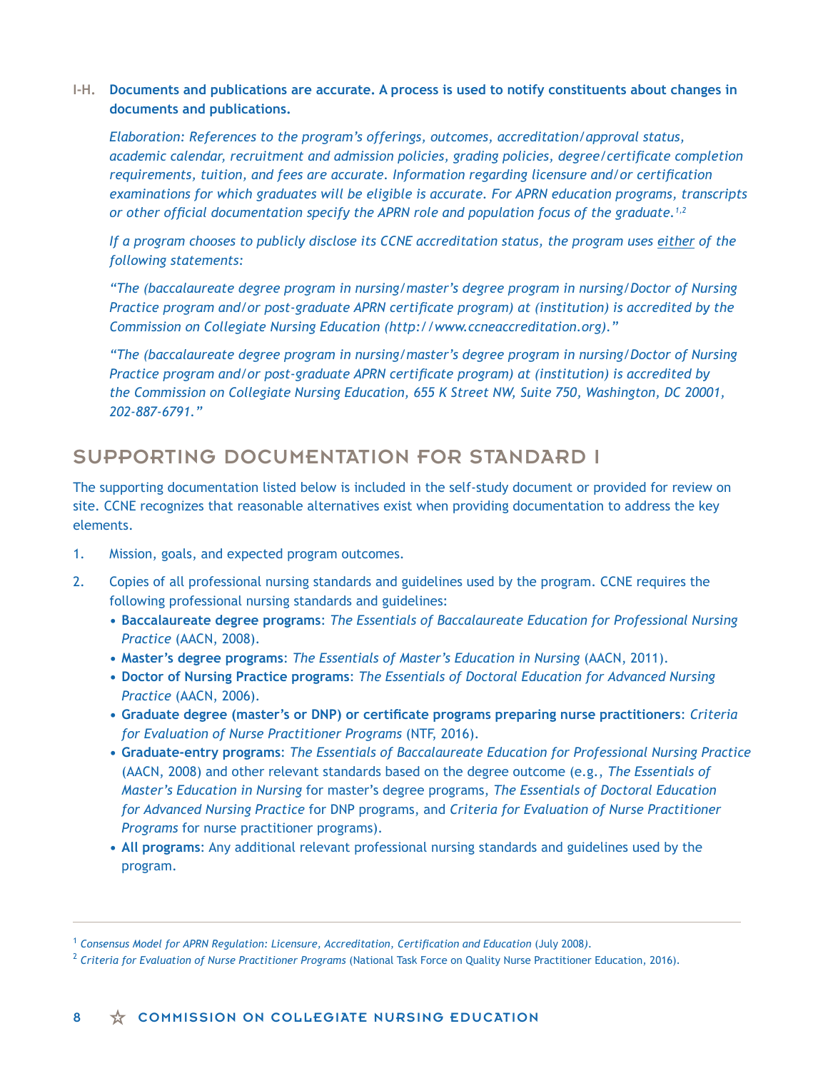**I-H. Documents and publications are accurate. A process is used to notify constituents about changes in documents and publications.**

*Elaboration: References to the program's offerings, outcomes, accreditation/approval status, academic calendar, recruitment and admission policies, grading policies, degree/certificate completion requirements, tuition, and fees are accurate. Information regarding licensure and/or certification examinations for which graduates will be eligible is accurate. For APRN education programs, transcripts or other official documentation specify the APRN role and population focus of the graduate.*[1,2]

*If a program chooses to publicly disclose its CCNE accreditation status, the program uses* <u>*either*</u> *of the following statements:*

*"The (baccalaureate degree program in nursing/master's degree program in nursing/Doctor of Nursing Practice program and/or post-graduate APRN certificate program) at (institution) is accredited by the Commission on Collegiate Nursing Education (http://www.ccneaccreditation.org)."*

*"The (baccalaureate degree program in nursing/master's degree program in nursing/Doctor of Nursing Practice program and/or post-graduate APRN certificate program) at (institution) is accredited by the Commission on Collegiate Nursing Education, 655 K Street NW, Suite 750, Washington, DC 20001, 202-887-6791."*

## SUPPORTING DOCUMENTATION FOR STANDARD I

The supporting documentation listed below is included in the self-study document or provided for review on site. CCNE recognizes that reasonable alternatives exist when providing documentation to address the key elements.

1. Mission, goals, and expected program outcomes.
2. Copies of all professional nursing standards and guidelines used by the program. CCNE requires the following professional nursing standards and guidelines:
   - **Baccalaureate degree programs**: *The Essentials of Baccalaureate Education for Professional Nursing Practice* (AACN, 2008).
   - **Master's degree programs**: *The Essentials of Master's Education in Nursing* (AACN, 2011).
   - **Doctor of Nursing Practice programs**: *The Essentials of Doctoral Education for Advanced Nursing Practice* (AACN, 2006).
   - **Graduate degree (master's or DNP) or certificate programs preparing nurse practitioners**: *Criteria for Evaluation of Nurse Practitioner Programs* (NTF, 2016).
   - **Graduate-entry programs**: *The Essentials of Baccalaureate Education for Professional Nursing Practice* (AACN, 2008) and other relevant standards based on the degree outcome (e.g., *The Essentials of Master's Education in Nursing* for master's degree programs, *The Essentials of Doctoral Education for Advanced Nursing Practice* for DNP programs, and *Criteria for Evaluation of Nurse Practitioner Programs* for nurse practitioner programs).
   - **All programs**: Any additional relevant professional nursing standards and guidelines used by the program.

---

[1] *Consensus Model for APRN Regulation: Licensure, Accreditation, Certification and Education* (July 2008).

[2] *Criteria for Evaluation of Nurse Practitioner Programs* (National Task Force on Quality Nurse Practitioner Education, 2016).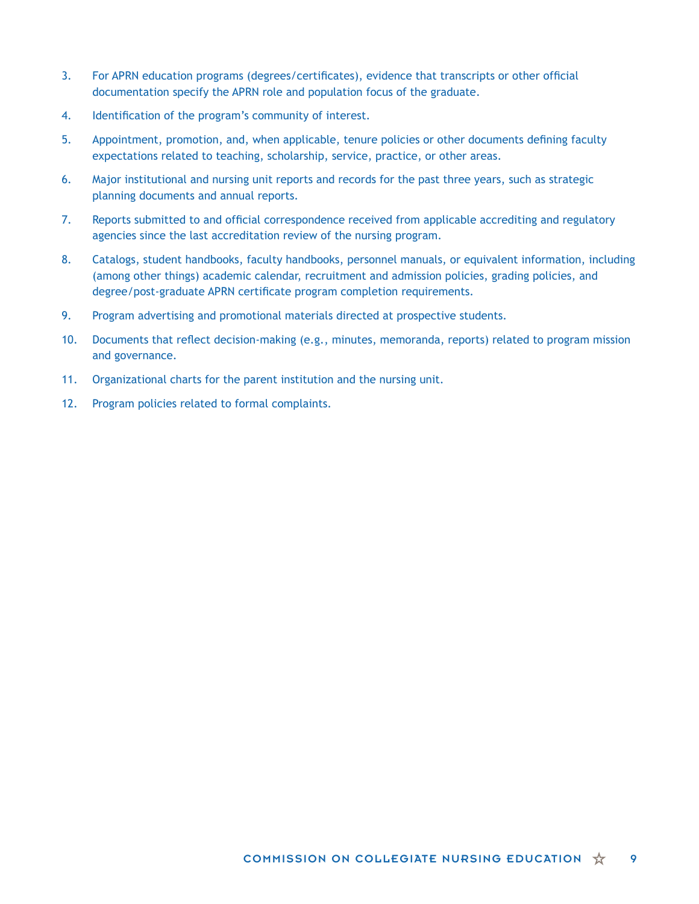3. For APRN education programs (degrees/certificates), evidence that transcripts or other official documentation specify the APRN role and population focus of the graduate.
4. Identification of the program's community of interest.
5. Appointment, promotion, and, when applicable, tenure policies or other documents defining faculty expectations related to teaching, scholarship, service, practice, or other areas.
6. Major institutional and nursing unit reports and records for the past three years, such as strategic planning documents and annual reports.
7. Reports submitted to and official correspondence received from applicable accrediting and regulatory agencies since the last accreditation review of the nursing program.
8. Catalogs, student handbooks, faculty handbooks, personnel manuals, or equivalent information, including (among other things) academic calendar, recruitment and admission policies, grading policies, and degree/post-graduate APRN certificate program completion requirements.
9. Program advertising and promotional materials directed at prospective students.
10. Documents that reflect decision-making (e.g., minutes, memoranda, reports) related to program mission and governance.
11. Organizational charts for the parent institution and the nursing unit.
12. Program policies related to formal complaints.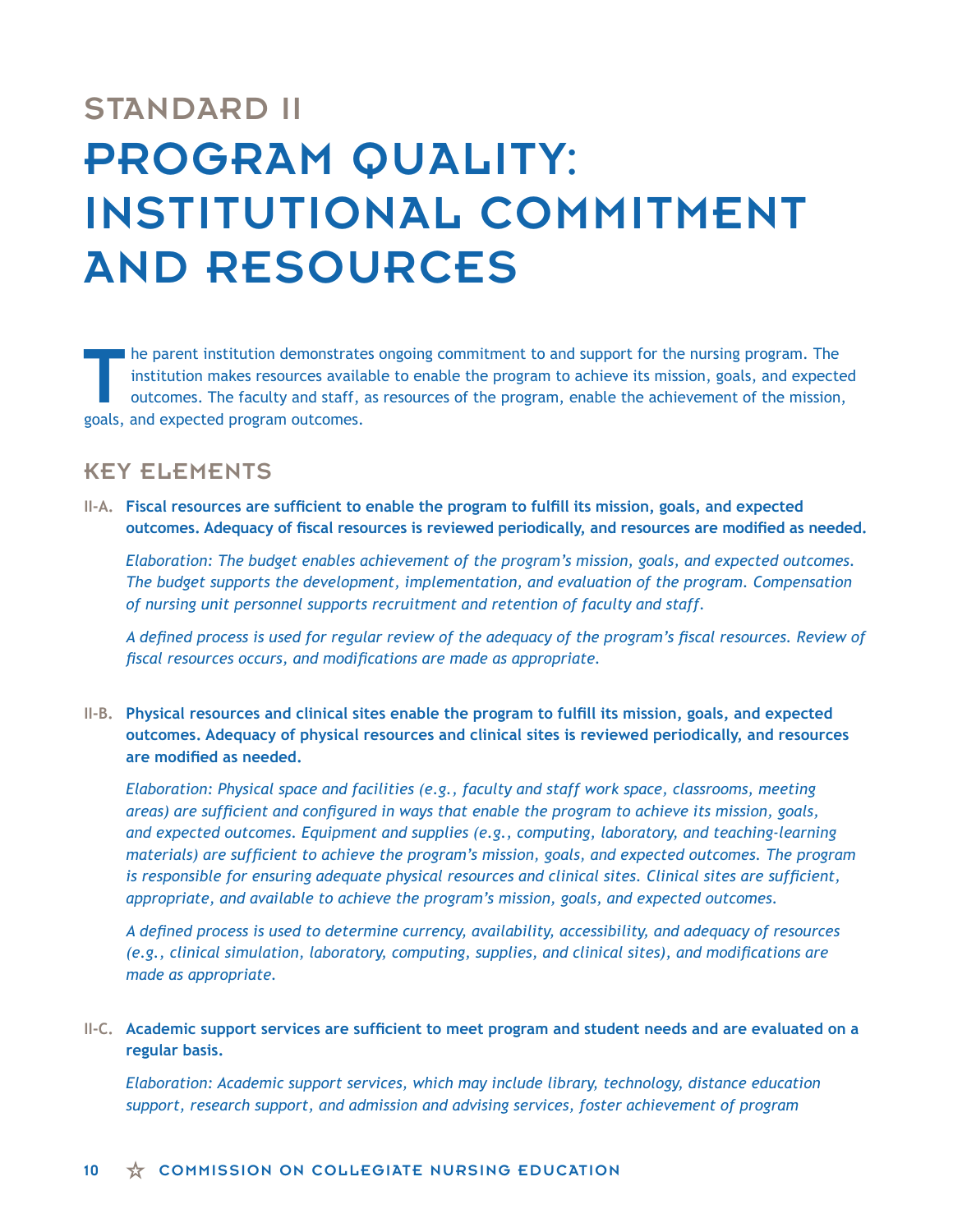# STANDARD II

# PROGRAM QUALITY: INSTITUTIONAL COMMITMENT AND RESOURCES

The parent institution demonstrates ongoing commitment to and support for the nursing program. The institution makes resources available to enable the program to achieve its mission, goals, and expected outcomes. The faculty and staff, as resources of the program, enable the achievement of the mission, goals, and expected program outcomes.

## KEY ELEMENTS

**II-A. Fiscal resources are sufficient to enable the program to fulfill its mission, goals, and expected outcomes. Adequacy of fiscal resources is reviewed periodically, and resources are modified as needed.**

*Elaboration: The budget enables achievement of the program's mission, goals, and expected outcomes. The budget supports the development, implementation, and evaluation of the program. Compensation of nursing unit personnel supports recruitment and retention of faculty and staff.*

*A defined process is used for regular review of the adequacy of the program's fiscal resources. Review of fiscal resources occurs, and modifications are made as appropriate.*

**II-B. Physical resources and clinical sites enable the program to fulfill its mission, goals, and expected outcomes. Adequacy of physical resources and clinical sites is reviewed periodically, and resources are modified as needed.**

*Elaboration: Physical space and facilities (e.g., faculty and staff work space, classrooms, meeting areas) are sufficient and configured in ways that enable the program to achieve its mission, goals, and expected outcomes. Equipment and supplies (e.g., computing, laboratory, and teaching-learning materials) are sufficient to achieve the program's mission, goals, and expected outcomes. The program is responsible for ensuring adequate physical resources and clinical sites. Clinical sites are sufficient, appropriate, and available to achieve the program's mission, goals, and expected outcomes.*

*A defined process is used to determine currency, availability, accessibility, and adequacy of resources (e.g., clinical simulation, laboratory, computing, supplies, and clinical sites), and modifications are made as appropriate.*

**II-C. Academic support services are sufficient to meet program and student needs and are evaluated on a regular basis.**

*Elaboration: Academic support services, which may include library, technology, distance education support, research support, and admission and advising services, foster achievement of program*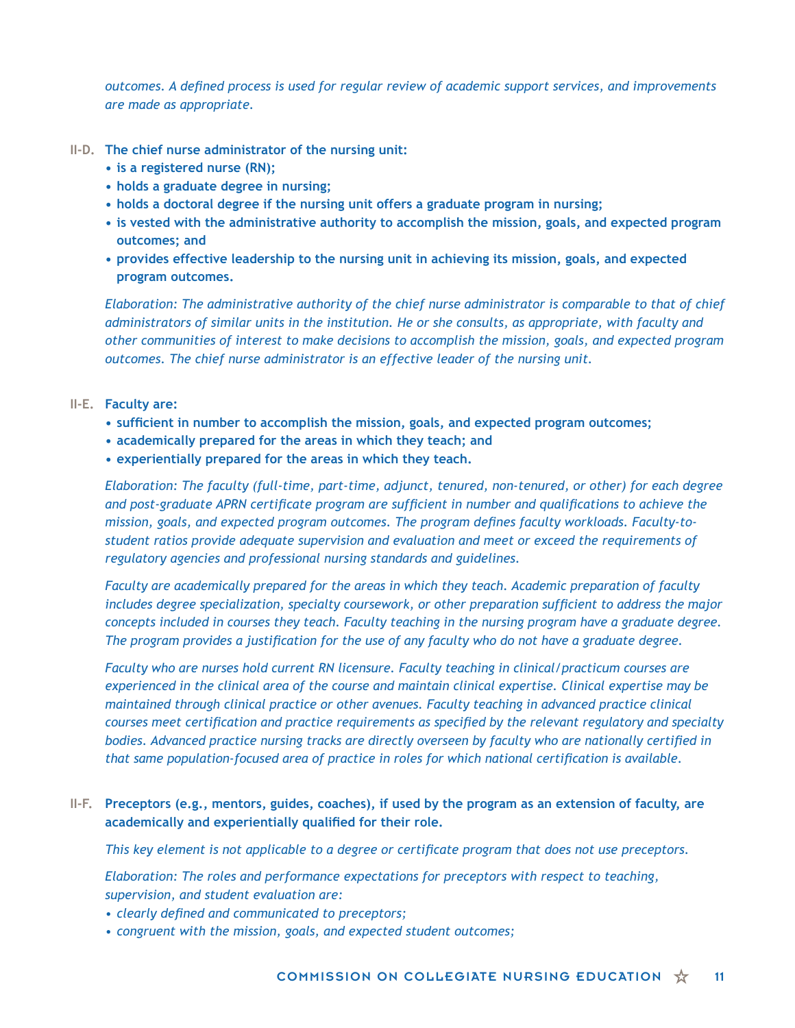*outcomes. A defined process is used for regular review of academic support services, and improvements are made as appropriate.*

**II-D. The chief nurse administrator of the nursing unit:**

- **is a registered nurse (RN);**
- **holds a graduate degree in nursing;**
- **holds a doctoral degree if the nursing unit offers a graduate program in nursing;**
- **is vested with the administrative authority to accomplish the mission, goals, and expected program outcomes; and**
- **provides effective leadership to the nursing unit in achieving its mission, goals, and expected program outcomes.**

*Elaboration: The administrative authority of the chief nurse administrator is comparable to that of chief administrators of similar units in the institution. He or she consults, as appropriate, with faculty and other communities of interest to make decisions to accomplish the mission, goals, and expected program outcomes. The chief nurse administrator is an effective leader of the nursing unit.*

**II-E. Faculty are:**

- **sufficient in number to accomplish the mission, goals, and expected program outcomes;**
- **academically prepared for the areas in which they teach; and**
- **experientially prepared for the areas in which they teach.**

*Elaboration: The faculty (full-time, part-time, adjunct, tenured, non-tenured, or other) for each degree and post-graduate APRN certificate program are sufficient in number and qualifications to achieve the mission, goals, and expected program outcomes. The program defines faculty workloads. Faculty-to-student ratios provide adequate supervision and evaluation and meet or exceed the requirements of regulatory agencies and professional nursing standards and guidelines.*

*Faculty are academically prepared for the areas in which they teach. Academic preparation of faculty includes degree specialization, specialty coursework, or other preparation sufficient to address the major concepts included in courses they teach. Faculty teaching in the nursing program have a graduate degree. The program provides a justification for the use of any faculty who do not have a graduate degree.*

*Faculty who are nurses hold current RN licensure. Faculty teaching in clinical/practicum courses are experienced in the clinical area of the course and maintain clinical expertise. Clinical expertise may be maintained through clinical practice or other avenues. Faculty teaching in advanced practice clinical courses meet certification and practice requirements as specified by the relevant regulatory and specialty bodies. Advanced practice nursing tracks are directly overseen by faculty who are nationally certified in that same population-focused area of practice in roles for which national certification is available.*

**II-F. Preceptors (e.g., mentors, guides, coaches), if used by the program as an extension of faculty, are academically and experientially qualified for their role.**

*This key element is not applicable to a degree or certificate program that does not use preceptors.*

*Elaboration: The roles and performance expectations for preceptors with respect to teaching, supervision, and student evaluation are:*

- *clearly defined and communicated to preceptors;*
- *congruent with the mission, goals, and expected student outcomes;*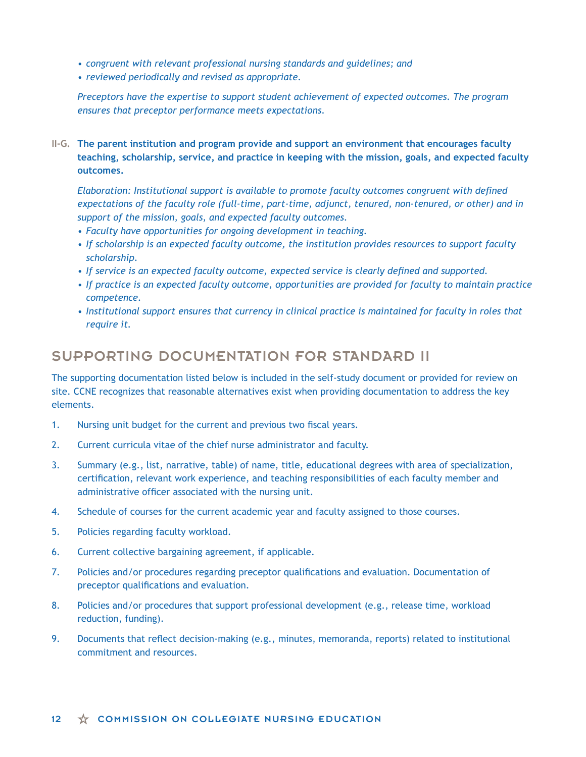- *congruent with relevant professional nursing standards and guidelines; and*
- *reviewed periodically and revised as appropriate.*

*Preceptors have the expertise to support student achievement of expected outcomes. The program ensures that preceptor performance meets expectations.*

**II-G. The parent institution and program provide and support an environment that encourages faculty teaching, scholarship, service, and practice in keeping with the mission, goals, and expected faculty outcomes.**

*Elaboration: Institutional support is available to promote faculty outcomes congruent with defined expectations of the faculty role (full-time, part-time, adjunct, tenured, non-tenured, or other) and in support of the mission, goals, and expected faculty outcomes.*

- *Faculty have opportunities for ongoing development in teaching.*
- *If scholarship is an expected faculty outcome, the institution provides resources to support faculty scholarship.*
- *If service is an expected faculty outcome, expected service is clearly defined and supported.*
- *If practice is an expected faculty outcome, opportunities are provided for faculty to maintain practice competence.*
- *Institutional support ensures that currency in clinical practice is maintained for faculty in roles that require it.*

## SUPPORTING DOCUMENTATION FOR STANDARD II

The supporting documentation listed below is included in the self-study document or provided for review on site. CCNE recognizes that reasonable alternatives exist when providing documentation to address the key elements.

1. Nursing unit budget for the current and previous two fiscal years.
2. Current curricula vitae of the chief nurse administrator and faculty.
3. Summary (e.g., list, narrative, table) of name, title, educational degrees with area of specialization, certification, relevant work experience, and teaching responsibilities of each faculty member and administrative officer associated with the nursing unit.
4. Schedule of courses for the current academic year and faculty assigned to those courses.
5. Policies regarding faculty workload.
6. Current collective bargaining agreement, if applicable.
7. Policies and/or procedures regarding preceptor qualifications and evaluation. Documentation of preceptor qualifications and evaluation.
8. Policies and/or procedures that support professional development (e.g., release time, workload reduction, funding).
9. Documents that reflect decision-making (e.g., minutes, memoranda, reports) related to institutional commitment and resources.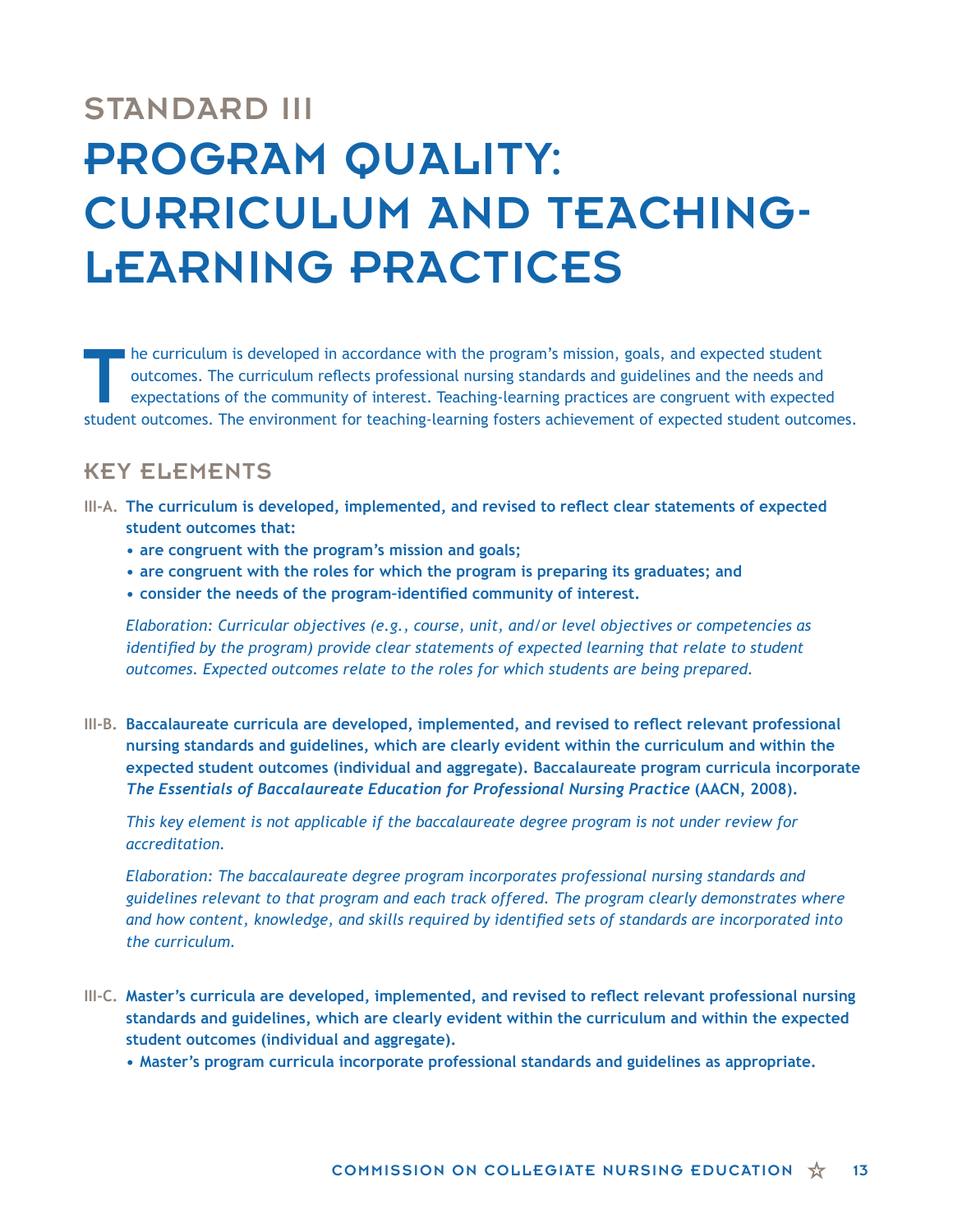## STANDARD III

# PROGRAM QUALITY: CURRICULUM AND TEACHING-LEARNING PRACTICES

The curriculum is developed in accordance with the program's mission, goals, and expected student outcomes. The curriculum reflects professional nursing standards and guidelines and the needs and expectations of the community of interest. Teaching-learning practices are congruent with expected student outcomes. The environment for teaching-learning fosters achievement of expected student outcomes.

## KEY ELEMENTS

**III-A. The curriculum is developed, implemented, and revised to reflect clear statements of expected student outcomes that:**

- **are congruent with the program's mission and goals;**
- **are congruent with the roles for which the program is preparing its graduates; and**
- **consider the needs of the program–identified community of interest.**

*Elaboration: Curricular objectives (e.g., course, unit, and/or level objectives or competencies as identified by the program) provide clear statements of expected learning that relate to student outcomes. Expected outcomes relate to the roles for which students are being prepared.*

**III-B. Baccalaureate curricula are developed, implemented, and revised to reflect relevant professional nursing standards and guidelines, which are clearly evident within the curriculum and within the expected student outcomes (individual and aggregate). Baccalaureate program curricula incorporate *The Essentials of Baccalaureate Education for Professional Nursing Practice* (AACN, 2008).**

*This key element is not applicable if the baccalaureate degree program is not under review for accreditation.*

*Elaboration: The baccalaureate degree program incorporates professional nursing standards and guidelines relevant to that program and each track offered. The program clearly demonstrates where and how content, knowledge, and skills required by identified sets of standards are incorporated into the curriculum.*

**III-C. Master's curricula are developed, implemented, and revised to reflect relevant professional nursing standards and guidelines, which are clearly evident within the curriculum and within the expected student outcomes (individual and aggregate).**

- **Master's program curricula incorporate professional standards and guidelines as appropriate.**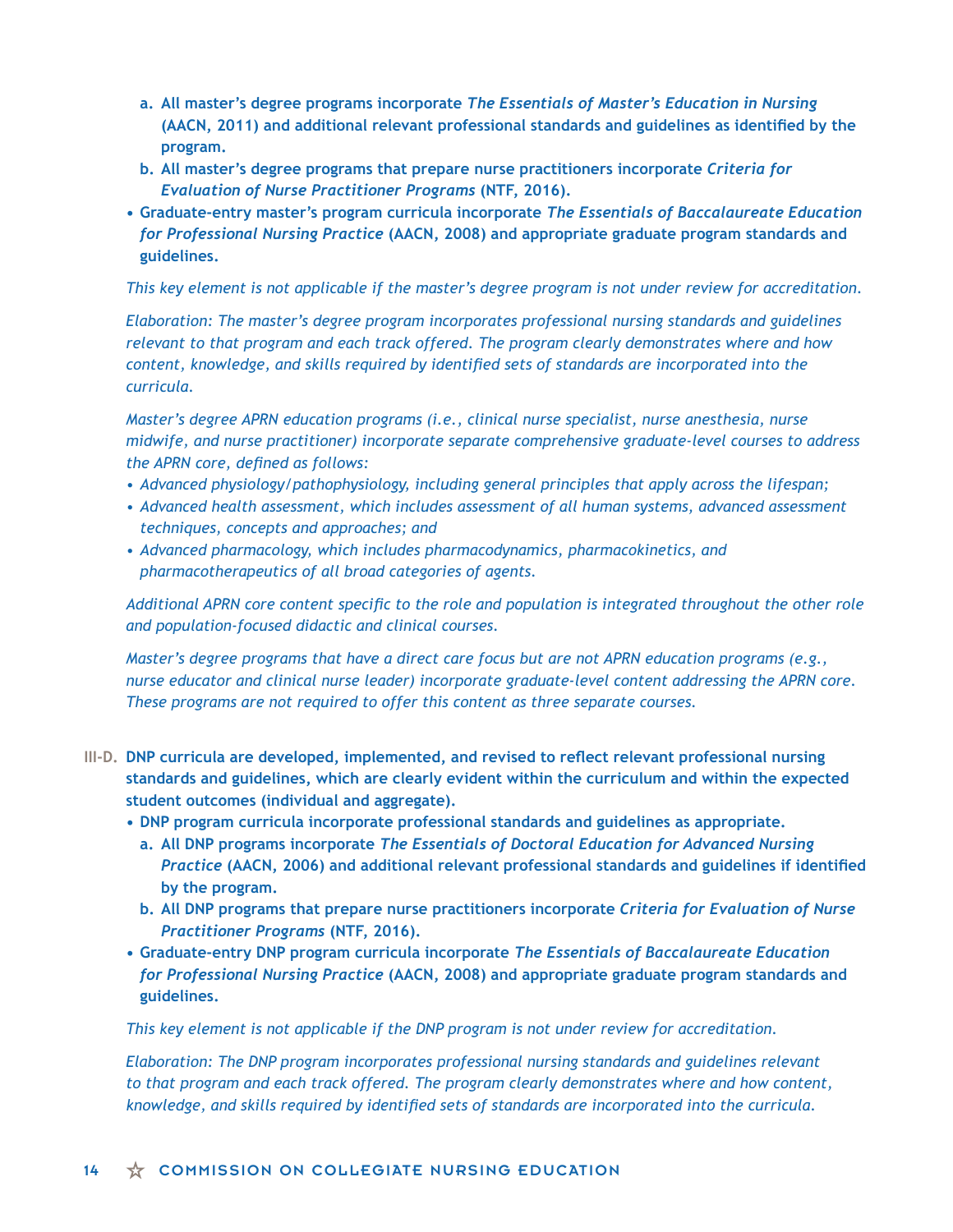a. **All master's degree programs incorporate *The Essentials of Master's Education in Nursing* (AACN, 2011) and additional relevant professional standards and guidelines as identified by the program.**
   b. **All master's degree programs that prepare nurse practitioners incorporate *Criteria for Evaluation of Nurse Practitioner Programs* (NTF, 2016).**
- **Graduate-entry master's program curricula incorporate *The Essentials of Baccalaureate Education for Professional Nursing Practice* (AACN, 2008) and appropriate graduate program standards and guidelines.**

*This key element is not applicable if the master's degree program is not under review for accreditation.*

*Elaboration: The master's degree program incorporates professional nursing standards and guidelines relevant to that program and each track offered. The program clearly demonstrates where and how content, knowledge, and skills required by identified sets of standards are incorporated into the curricula.*

*Master's degree APRN education programs (i.e., clinical nurse specialist, nurse anesthesia, nurse midwife, and nurse practitioner) incorporate separate comprehensive graduate-level courses to address the APRN core, defined as follows:*

- *Advanced physiology/pathophysiology, including general principles that apply across the lifespan;*
- *Advanced health assessment, which includes assessment of all human systems, advanced assessment techniques, concepts and approaches; and*
- *Advanced pharmacology, which includes pharmacodynamics, pharmacokinetics, and pharmacotherapeutics of all broad categories of agents.*

*Additional APRN core content specific to the role and population is integrated throughout the other role and population-focused didactic and clinical courses.*

*Master's degree programs that have a direct care focus but are not APRN education programs (e.g., nurse educator and clinical nurse leader) incorporate graduate-level content addressing the APRN core. These programs are not required to offer this content as three separate courses.*

**III-D. DNP curricula are developed, implemented, and revised to reflect relevant professional nursing standards and guidelines, which are clearly evident within the curriculum and within the expected student outcomes (individual and aggregate).**

- **DNP program curricula incorporate professional standards and guidelines as appropriate.**
   a. **All DNP programs incorporate *The Essentials of Doctoral Education for Advanced Nursing Practice* (AACN, 2006) and additional relevant professional standards and guidelines if identified by the program.**
   b. **All DNP programs that prepare nurse practitioners incorporate *Criteria for Evaluation of Nurse Practitioner Programs* (NTF, 2016).**
- **Graduate-entry DNP program curricula incorporate *The Essentials of Baccalaureate Education for Professional Nursing Practice* (AACN, 2008) and appropriate graduate program standards and guidelines.**

*This key element is not applicable if the DNP program is not under review for accreditation.*

*Elaboration: The DNP program incorporates professional nursing standards and guidelines relevant to that program and each track offered. The program clearly demonstrates where and how content, knowledge, and skills required by identified sets of standards are incorporated into the curricula.*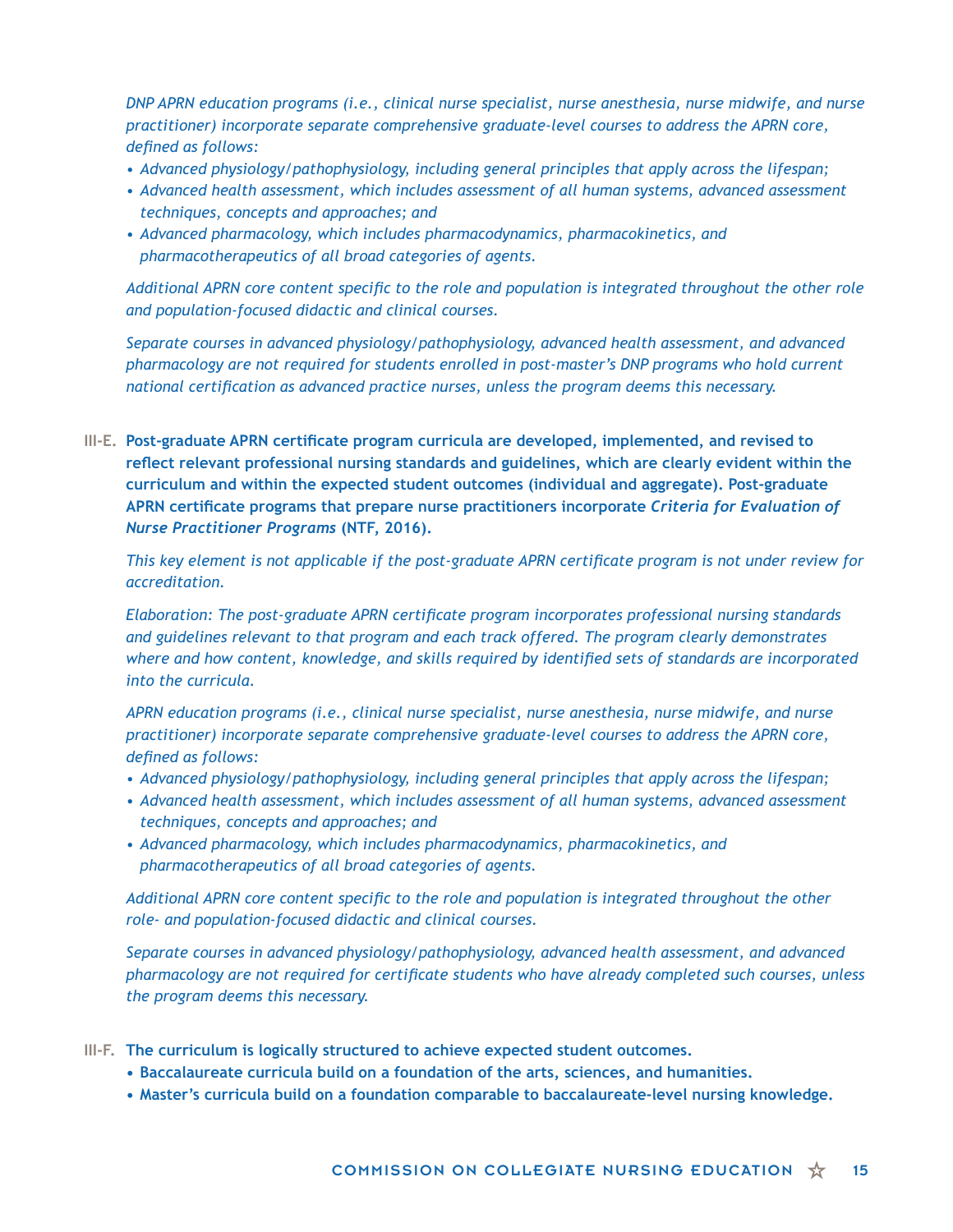*DNP APRN education programs (i.e., clinical nurse specialist, nurse anesthesia, nurse midwife, and nurse practitioner) incorporate separate comprehensive graduate-level courses to address the APRN core, defined as follows:*

- *Advanced physiology/pathophysiology, including general principles that apply across the lifespan;*
- *Advanced health assessment, which includes assessment of all human systems, advanced assessment techniques, concepts and approaches; and*
- *Advanced pharmacology, which includes pharmacodynamics, pharmacokinetics, and pharmacotherapeutics of all broad categories of agents.*

*Additional APRN core content specific to the role and population is integrated throughout the other role and population-focused didactic and clinical courses.*

*Separate courses in advanced physiology/pathophysiology, advanced health assessment, and advanced pharmacology are not required for students enrolled in post-master's DNP programs who hold current national certification as advanced practice nurses, unless the program deems this necessary.*

**III-E. Post-graduate APRN certificate program curricula are developed, implemented, and revised to reflect relevant professional nursing standards and guidelines, which are clearly evident within the curriculum and within the expected student outcomes (individual and aggregate). Post-graduate APRN certificate programs that prepare nurse practitioners incorporate *Criteria for Evaluation of Nurse Practitioner Programs* (NTF, 2016).**

*This key element is not applicable if the post-graduate APRN certificate program is not under review for accreditation.*

*Elaboration: The post-graduate APRN certificate program incorporates professional nursing standards and guidelines relevant to that program and each track offered. The program clearly demonstrates where and how content, knowledge, and skills required by identified sets of standards are incorporated into the curricula.*

*APRN education programs (i.e., clinical nurse specialist, nurse anesthesia, nurse midwife, and nurse practitioner) incorporate separate comprehensive graduate-level courses to address the APRN core, defined as follows:*

- *Advanced physiology/pathophysiology, including general principles that apply across the lifespan;*
- *Advanced health assessment, which includes assessment of all human systems, advanced assessment techniques, concepts and approaches; and*
- *Advanced pharmacology, which includes pharmacodynamics, pharmacokinetics, and pharmacotherapeutics of all broad categories of agents.*

*Additional APRN core content specific to the role and population is integrated throughout the other role- and population-focused didactic and clinical courses.*

*Separate courses in advanced physiology/pathophysiology, advanced health assessment, and advanced pharmacology are not required for certificate students who have already completed such courses, unless the program deems this necessary.*

**III-F. The curriculum is logically structured to achieve expected student outcomes.**

- **Baccalaureate curricula build on a foundation of the arts, sciences, and humanities.**
- **Master's curricula build on a foundation comparable to baccalaureate-level nursing knowledge.**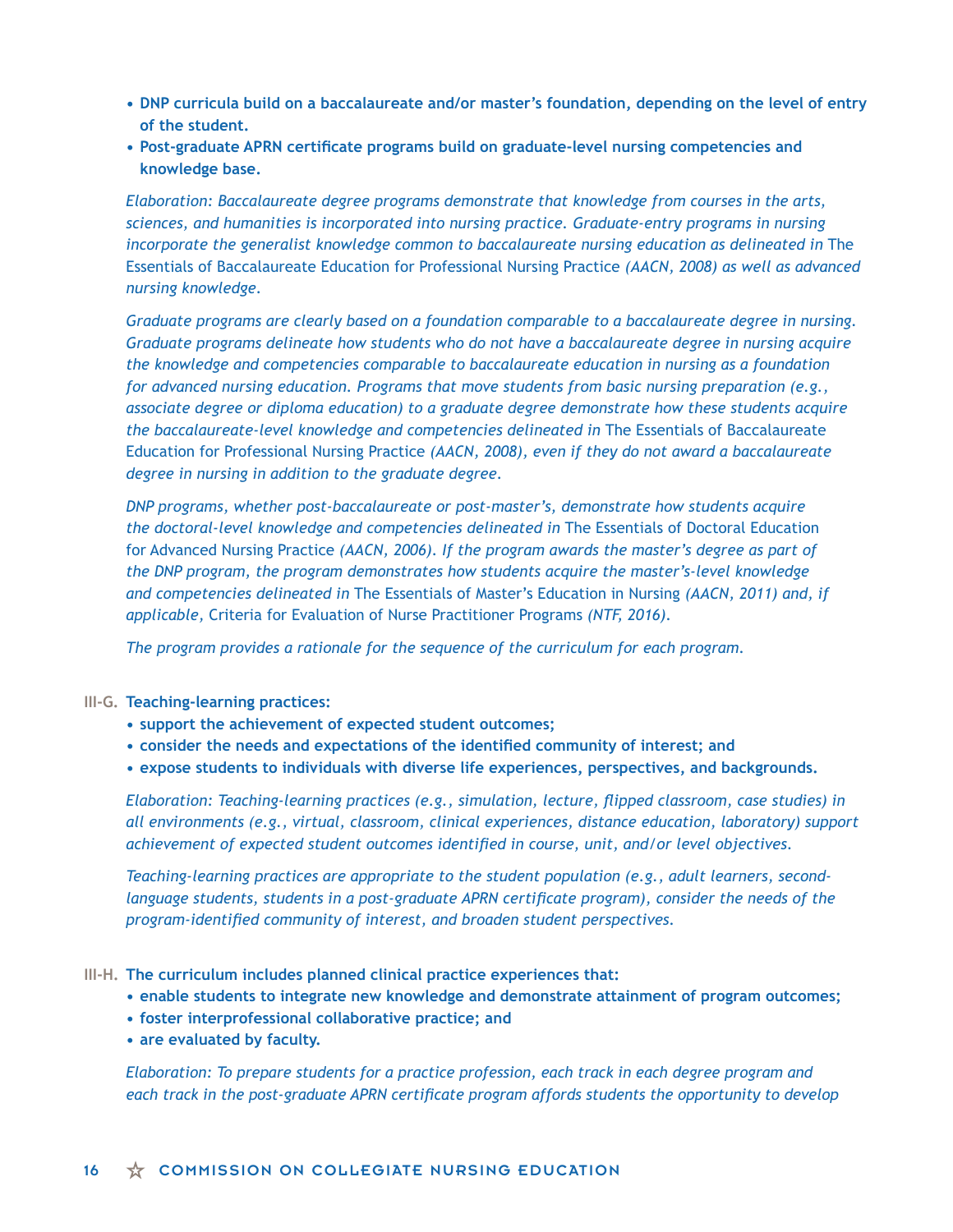- **DNP curricula build on a baccalaureate and/or master's foundation, depending on the level of entry of the student.**
- **Post-graduate APRN certificate programs build on graduate-level nursing competencies and knowledge base.**

*Elaboration: Baccalaureate degree programs demonstrate that knowledge from courses in the arts, sciences, and humanities is incorporated into nursing practice. Graduate-entry programs in nursing incorporate the generalist knowledge common to baccalaureate nursing education as delineated in* The Essentials of Baccalaureate Education for Professional Nursing Practice *(AACN, 2008) as well as advanced nursing knowledge.*

*Graduate programs are clearly based on a foundation comparable to a baccalaureate degree in nursing. Graduate programs delineate how students who do not have a baccalaureate degree in nursing acquire the knowledge and competencies comparable to baccalaureate education in nursing as a foundation for advanced nursing education. Programs that move students from basic nursing preparation (e.g., associate degree or diploma education) to a graduate degree demonstrate how these students acquire the baccalaureate-level knowledge and competencies delineated in* The Essentials of Baccalaureate Education for Professional Nursing Practice *(AACN, 2008), even if they do not award a baccalaureate degree in nursing in addition to the graduate degree.*

*DNP programs, whether post-baccalaureate or post-master's, demonstrate how students acquire the doctoral-level knowledge and competencies delineated in* The Essentials of Doctoral Education for Advanced Nursing Practice *(AACN, 2006). If the program awards the master's degree as part of the DNP program, the program demonstrates how students acquire the master's-level knowledge and competencies delineated in* The Essentials of Master's Education in Nursing *(AACN, 2011) and, if applicable,* Criteria for Evaluation of Nurse Practitioner Programs *(NTF, 2016).*

*The program provides a rationale for the sequence of the curriculum for each program.*

**III-G. Teaching-learning practices:**

- **support the achievement of expected student outcomes;**
- **consider the needs and expectations of the identified community of interest; and**
- **expose students to individuals with diverse life experiences, perspectives, and backgrounds.**

*Elaboration: Teaching-learning practices (e.g., simulation, lecture, flipped classroom, case studies) in all environments (e.g., virtual, classroom, clinical experiences, distance education, laboratory) support achievement of expected student outcomes identified in course, unit, and/or level objectives.*

*Teaching-learning practices are appropriate to the student population (e.g., adult learners, second-language students, students in a post-graduate APRN certificate program), consider the needs of the program-identified community of interest, and broaden student perspectives.*

**III-H. The curriculum includes planned clinical practice experiences that:**

- **enable students to integrate new knowledge and demonstrate attainment of program outcomes;**
- **foster interprofessional collaborative practice; and**
- **are evaluated by faculty.**

*Elaboration: To prepare students for a practice profession, each track in each degree program and each track in the post-graduate APRN certificate program affords students the opportunity to develop*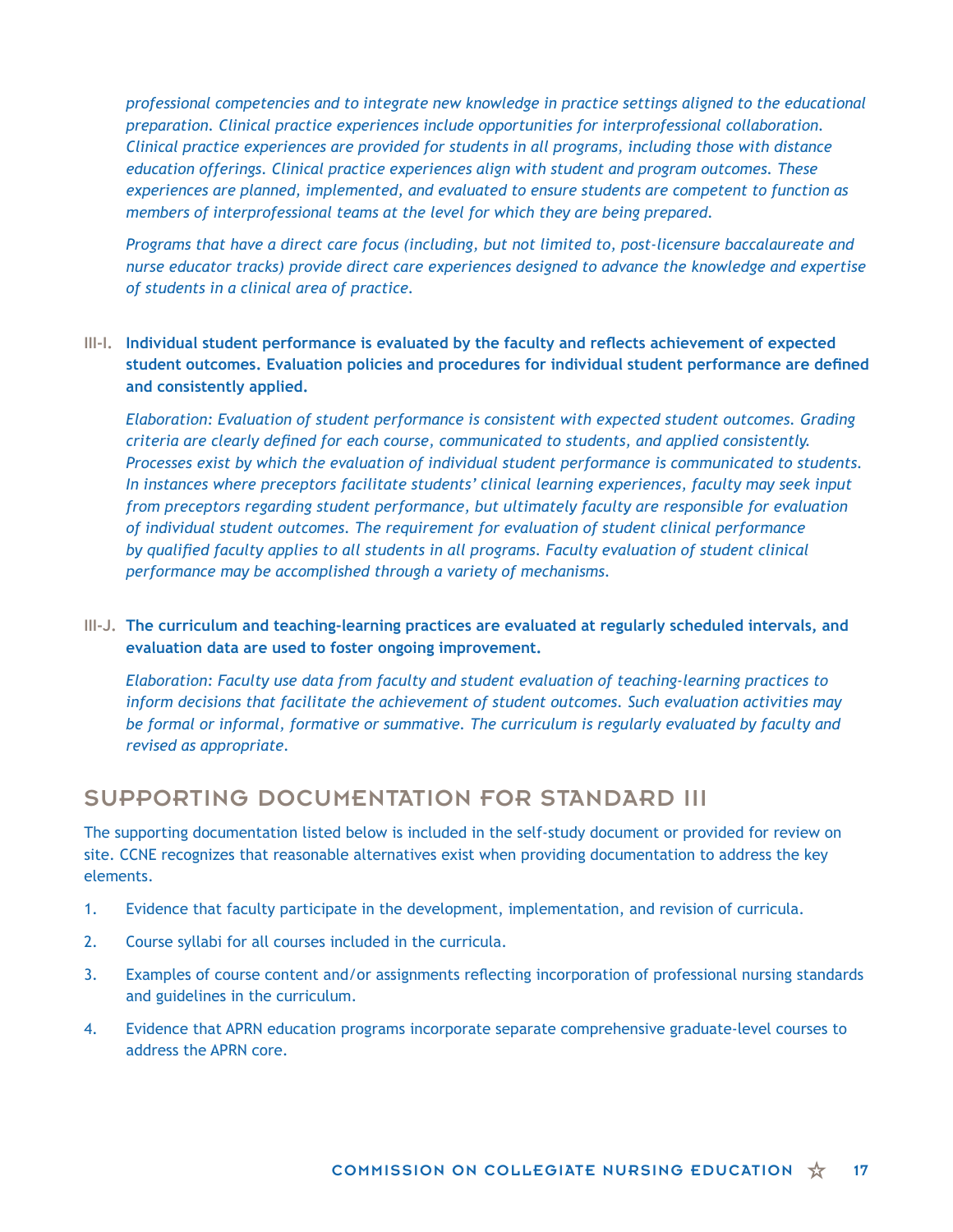*professional competencies and to integrate new knowledge in practice settings aligned to the educational preparation. Clinical practice experiences include opportunities for interprofessional collaboration. Clinical practice experiences are provided for students in all programs, including those with distance education offerings. Clinical practice experiences align with student and program outcomes. These experiences are planned, implemented, and evaluated to ensure students are competent to function as members of interprofessional teams at the level for which they are being prepared.*

*Programs that have a direct care focus (including, but not limited to, post-licensure baccalaureate and nurse educator tracks) provide direct care experiences designed to advance the knowledge and expertise of students in a clinical area of practice.*

**III-I. Individual student performance is evaluated by the faculty and reflects achievement of expected student outcomes. Evaluation policies and procedures for individual student performance are defined and consistently applied.**

*Elaboration: Evaluation of student performance is consistent with expected student outcomes. Grading criteria are clearly defined for each course, communicated to students, and applied consistently. Processes exist by which the evaluation of individual student performance is communicated to students. In instances where preceptors facilitate students' clinical learning experiences, faculty may seek input from preceptors regarding student performance, but ultimately faculty are responsible for evaluation of individual student outcomes. The requirement for evaluation of student clinical performance by qualified faculty applies to all students in all programs. Faculty evaluation of student clinical performance may be accomplished through a variety of mechanisms.*

**III-J. The curriculum and teaching-learning practices are evaluated at regularly scheduled intervals, and evaluation data are used to foster ongoing improvement.**

*Elaboration: Faculty use data from faculty and student evaluation of teaching-learning practices to inform decisions that facilitate the achievement of student outcomes. Such evaluation activities may be formal or informal, formative or summative. The curriculum is regularly evaluated by faculty and revised as appropriate.*

## SUPPORTING DOCUMENTATION FOR STANDARD III

The supporting documentation listed below is included in the self-study document or provided for review on site. CCNE recognizes that reasonable alternatives exist when providing documentation to address the key elements.

1. Evidence that faculty participate in the development, implementation, and revision of curricula.
2. Course syllabi for all courses included in the curricula.
3. Examples of course content and/or assignments reflecting incorporation of professional nursing standards and guidelines in the curriculum.
4. Evidence that APRN education programs incorporate separate comprehensive graduate-level courses to address the APRN core.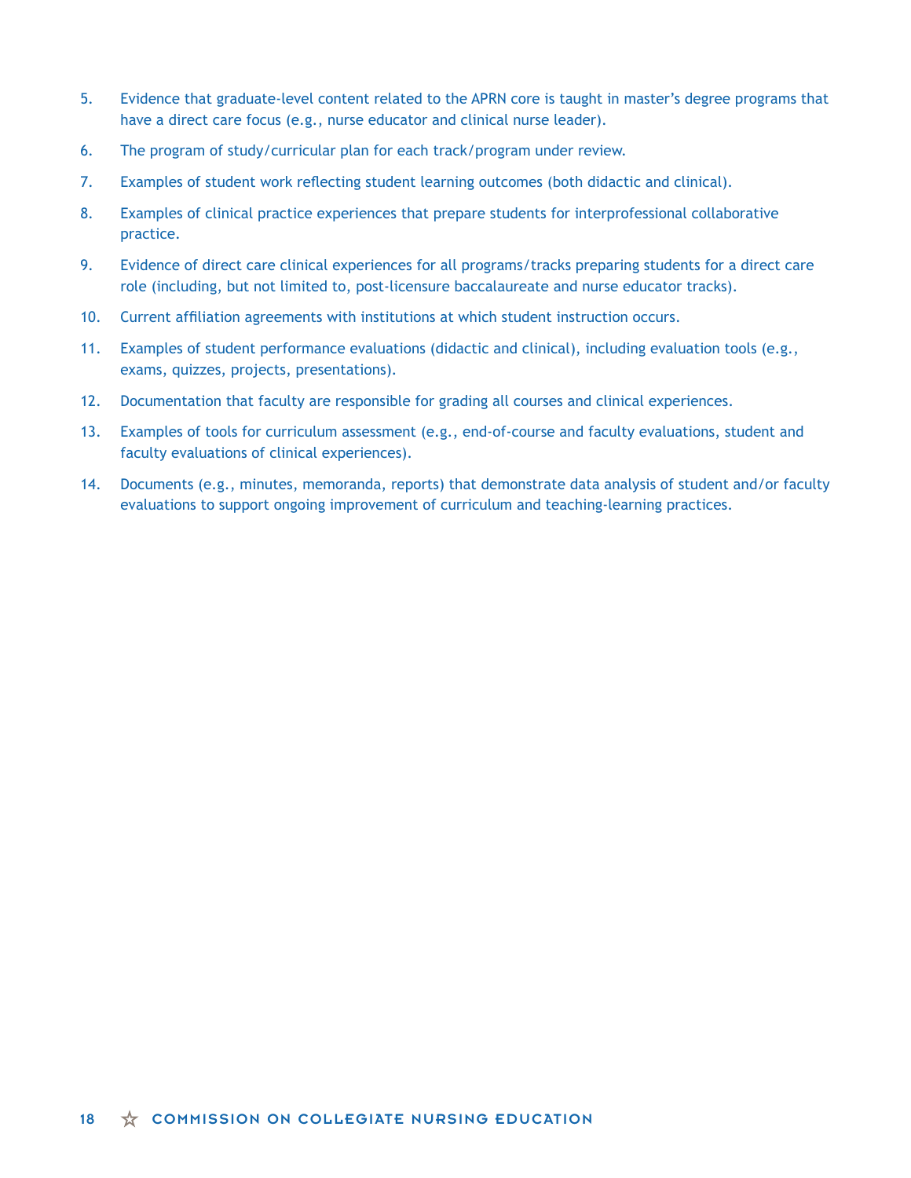5. Evidence that graduate-level content related to the APRN core is taught in master's degree programs that have a direct care focus (e.g., nurse educator and clinical nurse leader).
6. The program of study/curricular plan for each track/program under review.
7. Examples of student work reflecting student learning outcomes (both didactic and clinical).
8. Examples of clinical practice experiences that prepare students for interprofessional collaborative practice.
9. Evidence of direct care clinical experiences for all programs/tracks preparing students for a direct care role (including, but not limited to, post-licensure baccalaureate and nurse educator tracks).
10. Current affiliation agreements with institutions at which student instruction occurs.
11. Examples of student performance evaluations (didactic and clinical), including evaluation tools (e.g., exams, quizzes, projects, presentations).
12. Documentation that faculty are responsible for grading all courses and clinical experiences.
13. Examples of tools for curriculum assessment (e.g., end-of-course and faculty evaluations, student and faculty evaluations of clinical experiences).
14. Documents (e.g., minutes, memoranda, reports) that demonstrate data analysis of student and/or faculty evaluations to support ongoing improvement of curriculum and teaching-learning practices.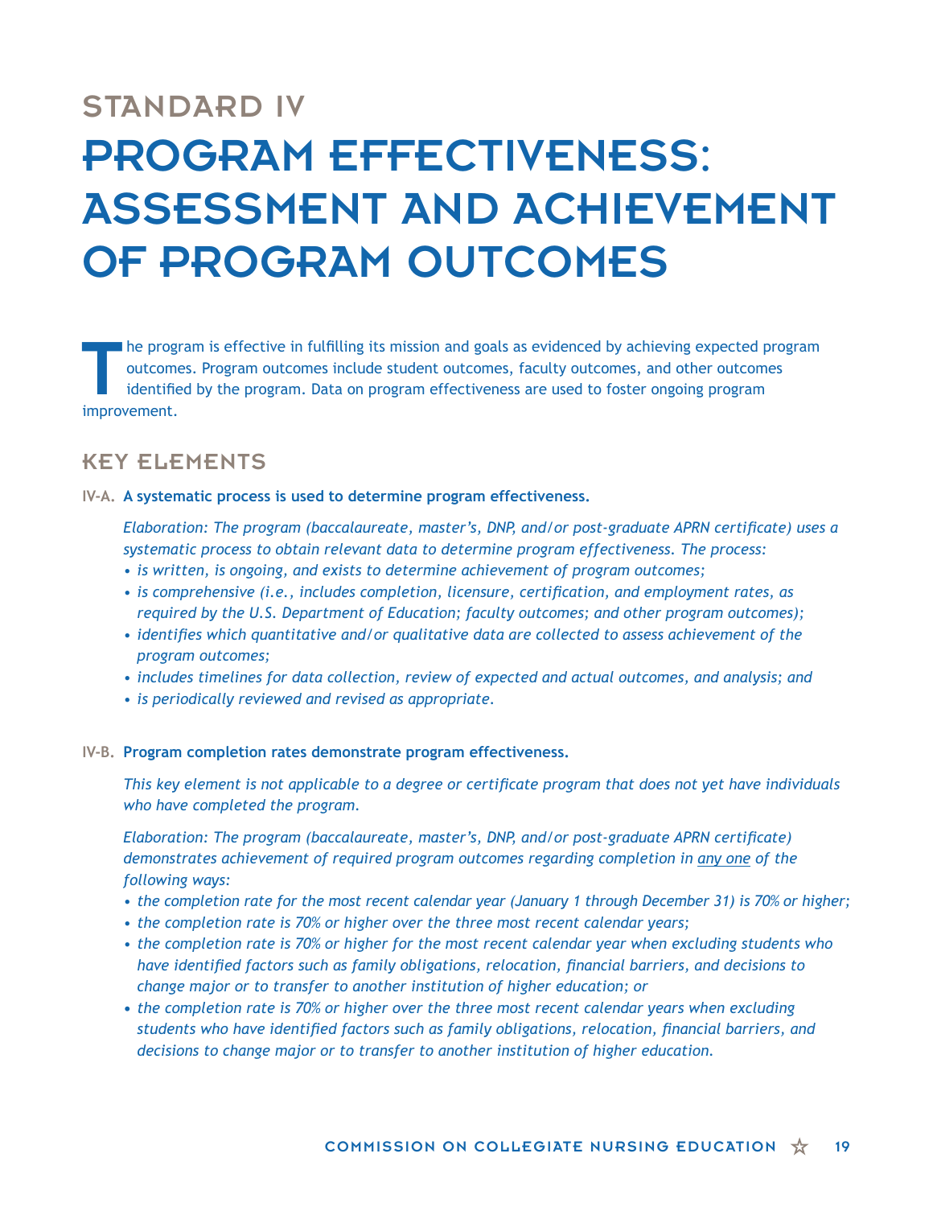# STANDARD IV

# PROGRAM EFFECTIVENESS: ASSESSMENT AND ACHIEVEMENT OF PROGRAM OUTCOMES

The program is effective in fulfilling its mission and goals as evidenced by achieving expected program outcomes. Program outcomes include student outcomes, faculty outcomes, and other outcomes identified by the program. Data on program effectiveness are used to foster ongoing program improvement.

## KEY ELEMENTS

**IV-A. A systematic process is used to determine program effectiveness.**

*Elaboration: The program (baccalaureate, master's, DNP, and/or post-graduate APRN certificate) uses a systematic process to obtain relevant data to determine program effectiveness. The process:*

- *is written, is ongoing, and exists to determine achievement of program outcomes;*
- *is comprehensive (i.e., includes completion, licensure, certification, and employment rates, as required by the U.S. Department of Education; faculty outcomes; and other program outcomes);*
- *identifies which quantitative and/or qualitative data are collected to assess achievement of the program outcomes;*
- *includes timelines for data collection, review of expected and actual outcomes, and analysis; and*
- *is periodically reviewed and revised as appropriate.*

**IV-B. Program completion rates demonstrate program effectiveness.**

*This key element is not applicable to a degree or certificate program that does not yet have individuals who have completed the program.*

*Elaboration: The program (baccalaureate, master's, DNP, and/or post-graduate APRN certificate) demonstrates achievement of required program outcomes regarding completion in <u>any one</u> of the following ways:*

- *the completion rate for the most recent calendar year (January 1 through December 31) is 70% or higher;*
- *the completion rate is 70% or higher over the three most recent calendar years;*
- *the completion rate is 70% or higher for the most recent calendar year when excluding students who have identified factors such as family obligations, relocation, financial barriers, and decisions to change major or to transfer to another institution of higher education; or*
- *the completion rate is 70% or higher over the three most recent calendar years when excluding students who have identified factors such as family obligations, relocation, financial barriers, and decisions to change major or to transfer to another institution of higher education.*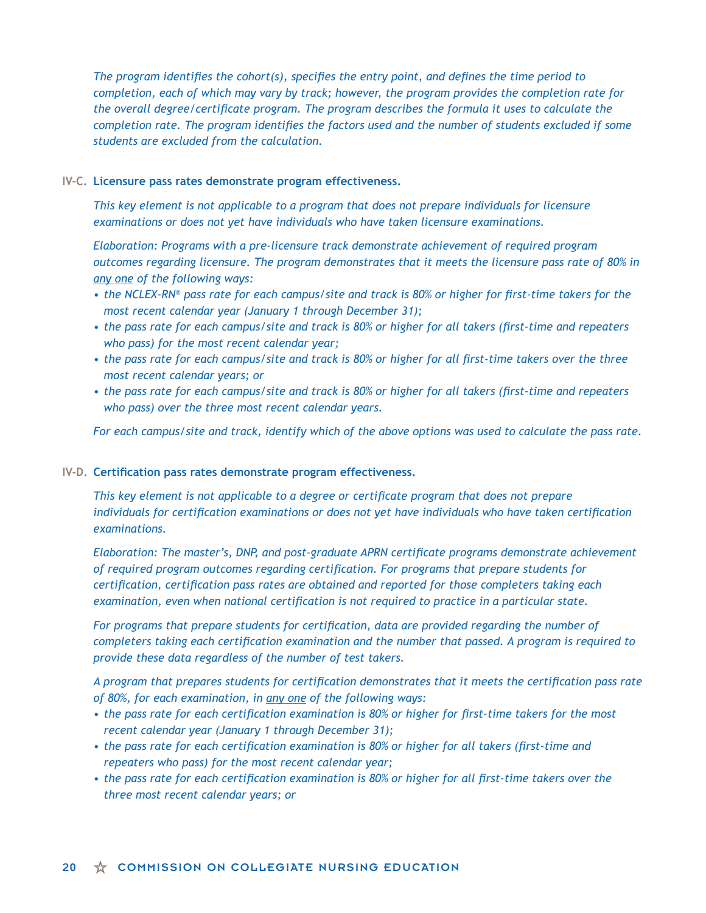*The program identifies the cohort(s), specifies the entry point, and defines the time period to completion, each of which may vary by track; however, the program provides the completion rate for the overall degree/certificate program. The program describes the formula it uses to calculate the completion rate. The program identifies the factors used and the number of students excluded if some students are excluded from the calculation.*

**IV-C. Licensure pass rates demonstrate program effectiveness.**

*This key element is not applicable to a program that does not prepare individuals for licensure examinations or does not yet have individuals who have taken licensure examinations.*

*Elaboration: Programs with a pre-licensure track demonstrate achievement of required program outcomes regarding licensure. The program demonstrates that it meets the licensure pass rate of 80% in any one of the following ways:*

- *the NCLEX-RN® pass rate for each campus/site and track is 80% or higher for first-time takers for the most recent calendar year (January 1 through December 31);*
- *the pass rate for each campus/site and track is 80% or higher for all takers (first-time and repeaters who pass) for the most recent calendar year;*
- *the pass rate for each campus/site and track is 80% or higher for all first-time takers over the three most recent calendar years; or*
- *the pass rate for each campus/site and track is 80% or higher for all takers (first-time and repeaters who pass) over the three most recent calendar years.*

*For each campus/site and track, identify which of the above options was used to calculate the pass rate.*

**IV-D. Certification pass rates demonstrate program effectiveness.**

*This key element is not applicable to a degree or certificate program that does not prepare individuals for certification examinations or does not yet have individuals who have taken certification examinations.*

*Elaboration: The master's, DNP, and post-graduate APRN certificate programs demonstrate achievement of required program outcomes regarding certification. For programs that prepare students for certification, certification pass rates are obtained and reported for those completers taking each examination, even when national certification is not required to practice in a particular state.*

*For programs that prepare students for certification, data are provided regarding the number of completers taking each certification examination and the number that passed. A program is required to provide these data regardless of the number of test takers.*

*A program that prepares students for certification demonstrates that it meets the certification pass rate of 80%, for each examination, in any one of the following ways:*

- *the pass rate for each certification examination is 80% or higher for first-time takers for the most recent calendar year (January 1 through December 31);*
- *the pass rate for each certification examination is 80% or higher for all takers (first-time and repeaters who pass) for the most recent calendar year;*
- *the pass rate for each certification examination is 80% or higher for all first-time takers over the three most recent calendar years; or*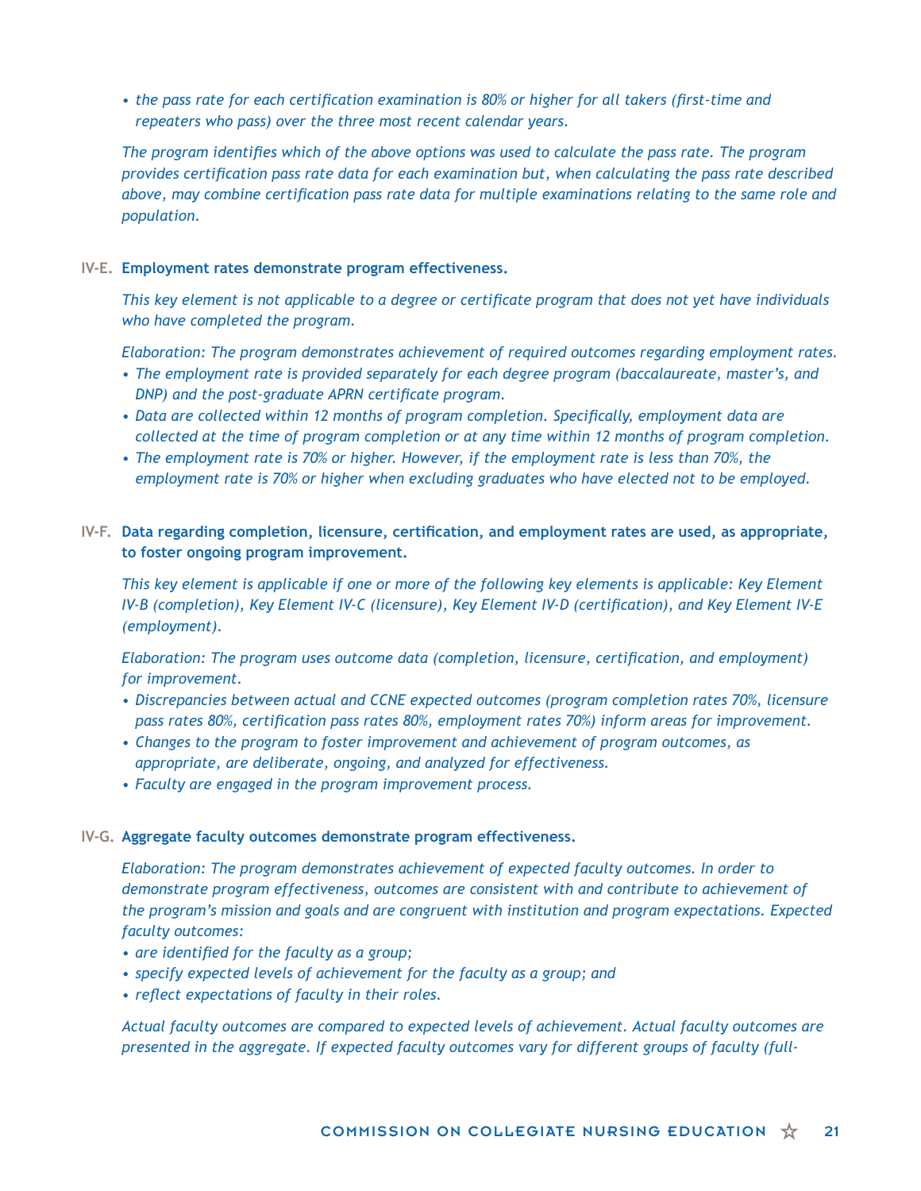- *the pass rate for each certification examination is 80% or higher for all takers (first-time and repeaters who pass) over the three most recent calendar years.*

*The program identifies which of the above options was used to calculate the pass rate. The program provides certification pass rate data for each examination but, when calculating the pass rate described above, may combine certification pass rate data for multiple examinations relating to the same role and population.*

**IV-E. Employment rates demonstrate program effectiveness.**

*This key element is not applicable to a degree or certificate program that does not yet have individuals who have completed the program.*

*Elaboration: The program demonstrates achievement of required outcomes regarding employment rates.*

- *The employment rate is provided separately for each degree program (baccalaureate, master's, and DNP) and the post-graduate APRN certificate program.*
- *Data are collected within 12 months of program completion. Specifically, employment data are collected at the time of program completion or at any time within 12 months of program completion.*
- *The employment rate is 70% or higher. However, if the employment rate is less than 70%, the employment rate is 70% or higher when excluding graduates who have elected not to be employed.*

**IV-F. Data regarding completion, licensure, certification, and employment rates are used, as appropriate, to foster ongoing program improvement.**

*This key element is applicable if one or more of the following key elements is applicable: Key Element IV-B (completion), Key Element IV-C (licensure), Key Element IV-D (certification), and Key Element IV-E (employment).*

*Elaboration: The program uses outcome data (completion, licensure, certification, and employment) for improvement.*

- *Discrepancies between actual and CCNE expected outcomes (program completion rates 70%, licensure pass rates 80%, certification pass rates 80%, employment rates 70%) inform areas for improvement.*
- *Changes to the program to foster improvement and achievement of program outcomes, as appropriate, are deliberate, ongoing, and analyzed for effectiveness.*
- *Faculty are engaged in the program improvement process.*

**IV-G. Aggregate faculty outcomes demonstrate program effectiveness.**

*Elaboration: The program demonstrates achievement of expected faculty outcomes. In order to demonstrate program effectiveness, outcomes are consistent with and contribute to achievement of the program's mission and goals and are congruent with institution and program expectations. Expected faculty outcomes:*

- *are identified for the faculty as a group;*
- *specify expected levels of achievement for the faculty as a group; and*
- *reflect expectations of faculty in their roles.*

*Actual faculty outcomes are compared to expected levels of achievement. Actual faculty outcomes are presented in the aggregate. If expected faculty outcomes vary for different groups of faculty (full-*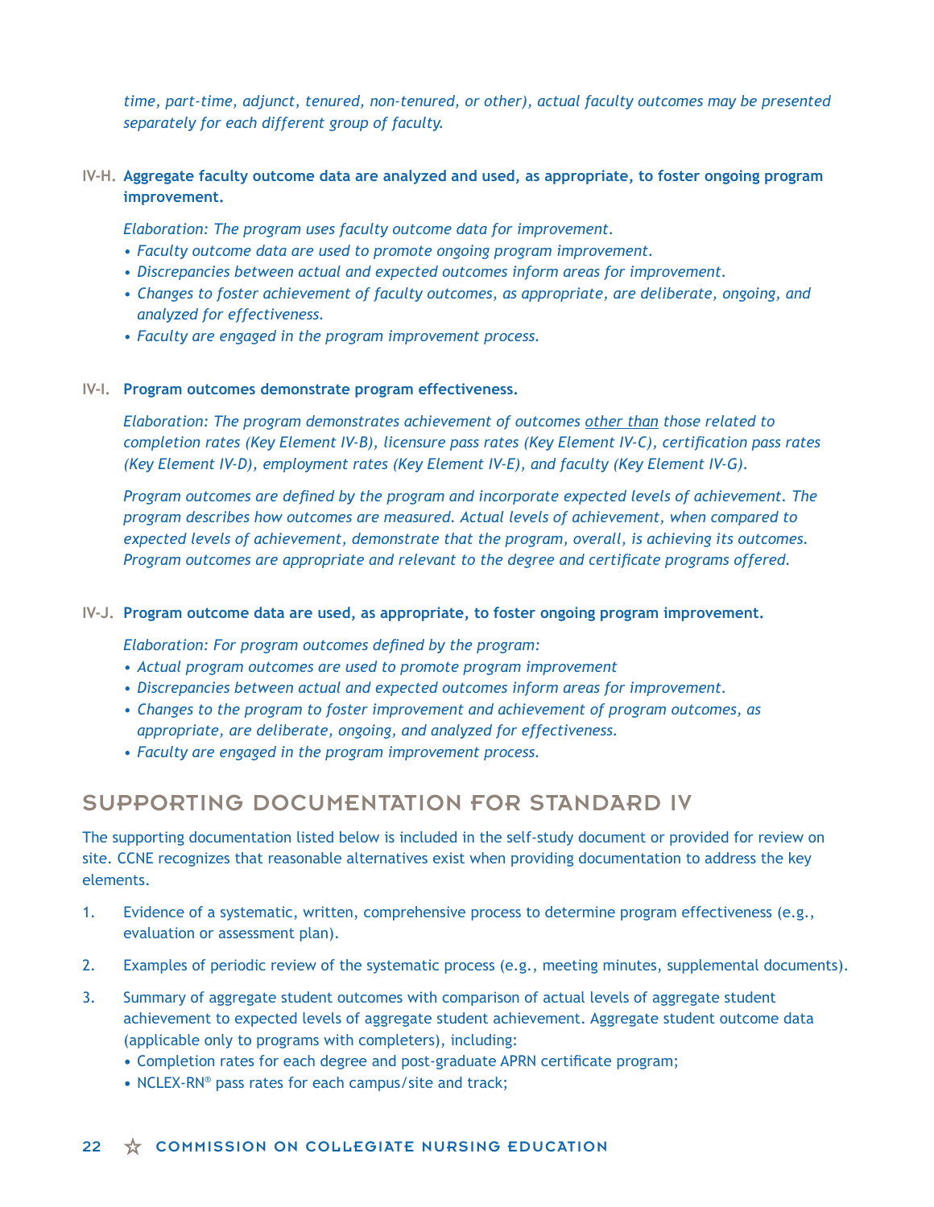*time, part-time, adjunct, tenured, non-tenured, or other), actual faculty outcomes may be presented separately for each different group of faculty.*

**IV-H. Aggregate faculty outcome data are analyzed and used, as appropriate, to foster ongoing program improvement.**

*Elaboration: The program uses faculty outcome data for improvement.*

- *Faculty outcome data are used to promote ongoing program improvement.*
- *Discrepancies between actual and expected outcomes inform areas for improvement.*
- *Changes to foster achievement of faculty outcomes, as appropriate, are deliberate, ongoing, and analyzed for effectiveness.*
- *Faculty are engaged in the program improvement process.*

**IV-I. Program outcomes demonstrate program effectiveness.**

*Elaboration: The program demonstrates achievement of outcomes <u>other than</u> those related to completion rates (Key Element IV-B), licensure pass rates (Key Element IV-C), certification pass rates (Key Element IV-D), employment rates (Key Element IV-E), and faculty (Key Element IV-G).*

*Program outcomes are defined by the program and incorporate expected levels of achievement. The program describes how outcomes are measured. Actual levels of achievement, when compared to expected levels of achievement, demonstrate that the program, overall, is achieving its outcomes. Program outcomes are appropriate and relevant to the degree and certificate programs offered.*

**IV-J. Program outcome data are used, as appropriate, to foster ongoing program improvement.**

*Elaboration: For program outcomes defined by the program:*

- *Actual program outcomes are used to promote program improvement*
- *Discrepancies between actual and expected outcomes inform areas for improvement.*
- *Changes to the program to foster improvement and achievement of program outcomes, as appropriate, are deliberate, ongoing, and analyzed for effectiveness.*
- *Faculty are engaged in the program improvement process.*

## SUPPORTING DOCUMENTATION FOR STANDARD IV

The supporting documentation listed below is included in the self-study document or provided for review on site. CCNE recognizes that reasonable alternatives exist when providing documentation to address the key elements.

1. Evidence of a systematic, written, comprehensive process to determine program effectiveness (e.g., evaluation or assessment plan).
2. Examples of periodic review of the systematic process (e.g., meeting minutes, supplemental documents).
3. Summary of aggregate student outcomes with comparison of actual levels of aggregate student achievement to expected levels of aggregate student achievement. Aggregate student outcome data (applicable only to programs with completers), including:
   - Completion rates for each degree and post-graduate APRN certificate program;
   - NCLEX-RN® pass rates for each campus/site and track;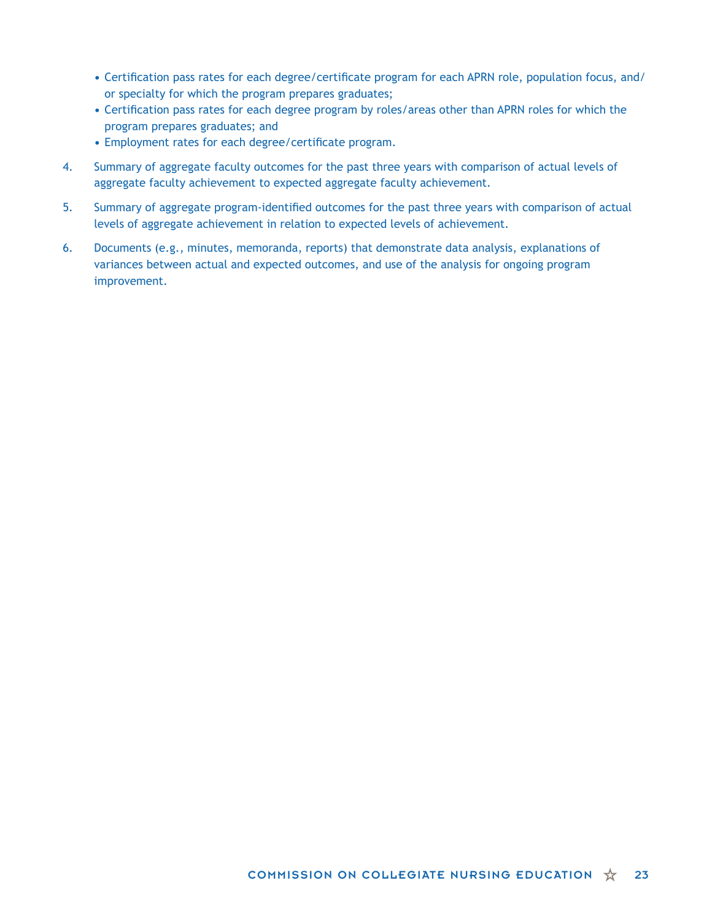- Certification pass rates for each degree/certificate program for each APRN role, population focus, and/or specialty for which the program prepares graduates;
- Certification pass rates for each degree program by roles/areas other than APRN roles for which the program prepares graduates; and
- Employment rates for each degree/certificate program.

4. Summary of aggregate faculty outcomes for the past three years with comparison of actual levels of aggregate faculty achievement to expected aggregate faculty achievement.

5. Summary of aggregate program-identified outcomes for the past three years with comparison of actual levels of aggregate achievement in relation to expected levels of achievement.

6. Documents (e.g., minutes, memoranda, reports) that demonstrate data analysis, explanations of variances between actual and expected outcomes, and use of the analysis for ongoing program improvement.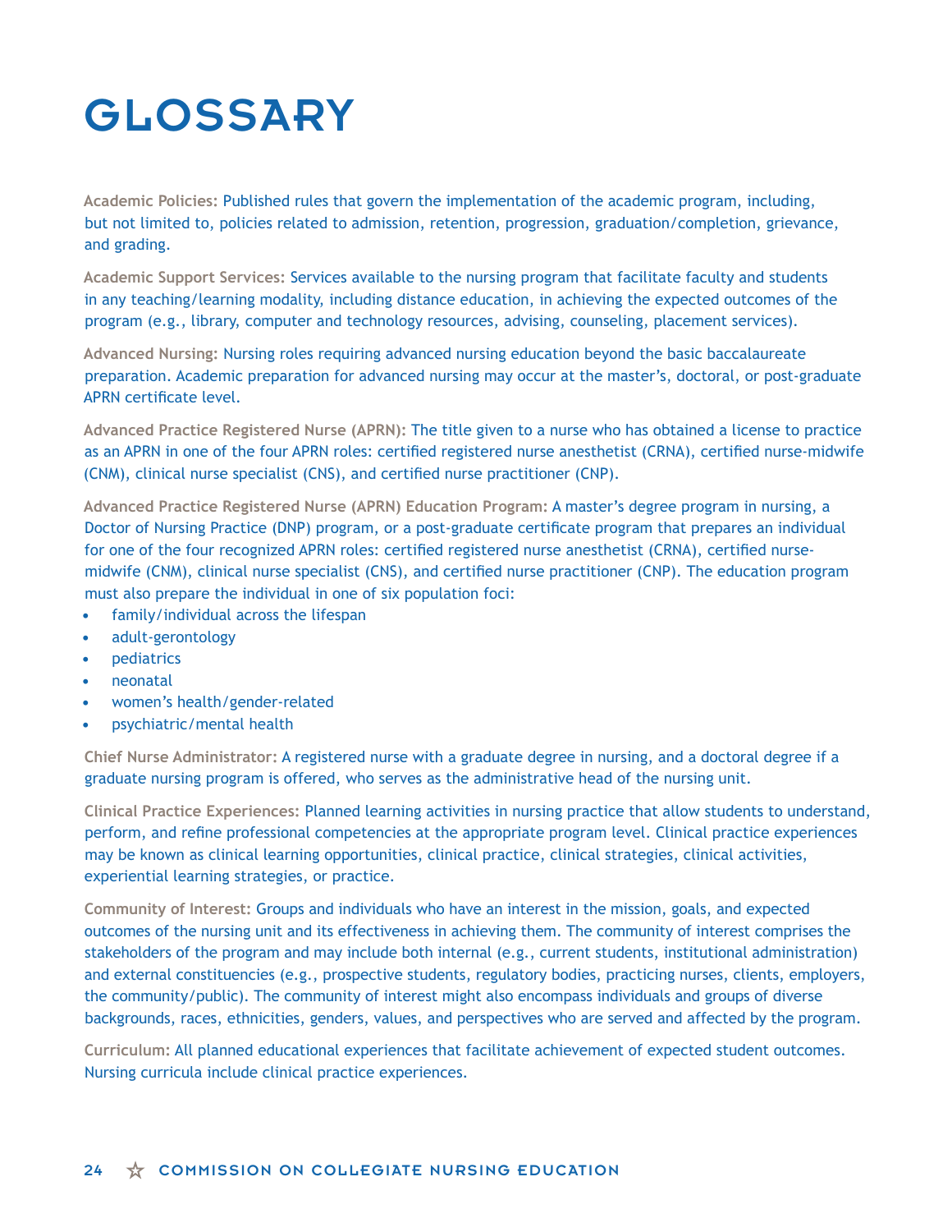# GLOSSARY

**Academic Policies:** Published rules that govern the implementation of the academic program, including, but not limited to, policies related to admission, retention, progression, graduation/completion, grievance, and grading.

**Academic Support Services:** Services available to the nursing program that facilitate faculty and students in any teaching/learning modality, including distance education, in achieving the expected outcomes of the program (e.g., library, computer and technology resources, advising, counseling, placement services).

**Advanced Nursing:** Nursing roles requiring advanced nursing education beyond the basic baccalaureate preparation. Academic preparation for advanced nursing may occur at the master's, doctoral, or post-graduate APRN certificate level.

**Advanced Practice Registered Nurse (APRN):** The title given to a nurse who has obtained a license to practice as an APRN in one of the four APRN roles: certified registered nurse anesthetist (CRNA), certified nurse-midwife (CNM), clinical nurse specialist (CNS), and certified nurse practitioner (CNP).

**Advanced Practice Registered Nurse (APRN) Education Program:** A master's degree program in nursing, a Doctor of Nursing Practice (DNP) program, or a post-graduate certificate program that prepares an individual for one of the four recognized APRN roles: certified registered nurse anesthetist (CRNA), certified nurse-midwife (CNM), clinical nurse specialist (CNS), and certified nurse practitioner (CNP). The education program must also prepare the individual in one of six population foci:

- family/individual across the lifespan
- adult-gerontology
- pediatrics
- neonatal
- women's health/gender-related
- psychiatric/mental health

**Chief Nurse Administrator:** A registered nurse with a graduate degree in nursing, and a doctoral degree if a graduate nursing program is offered, who serves as the administrative head of the nursing unit.

**Clinical Practice Experiences:** Planned learning activities in nursing practice that allow students to understand, perform, and refine professional competencies at the appropriate program level. Clinical practice experiences may be known as clinical learning opportunities, clinical practice, clinical strategies, clinical activities, experiential learning strategies, or practice.

**Community of Interest:** Groups and individuals who have an interest in the mission, goals, and expected outcomes of the nursing unit and its effectiveness in achieving them. The community of interest comprises the stakeholders of the program and may include both internal (e.g., current students, institutional administration) and external constituencies (e.g., prospective students, regulatory bodies, practicing nurses, clients, employers, the community/public). The community of interest might also encompass individuals and groups of diverse backgrounds, races, ethnicities, genders, values, and perspectives who are served and affected by the program.

**Curriculum:** All planned educational experiences that facilitate achievement of expected student outcomes. Nursing curricula include clinical practice experiences.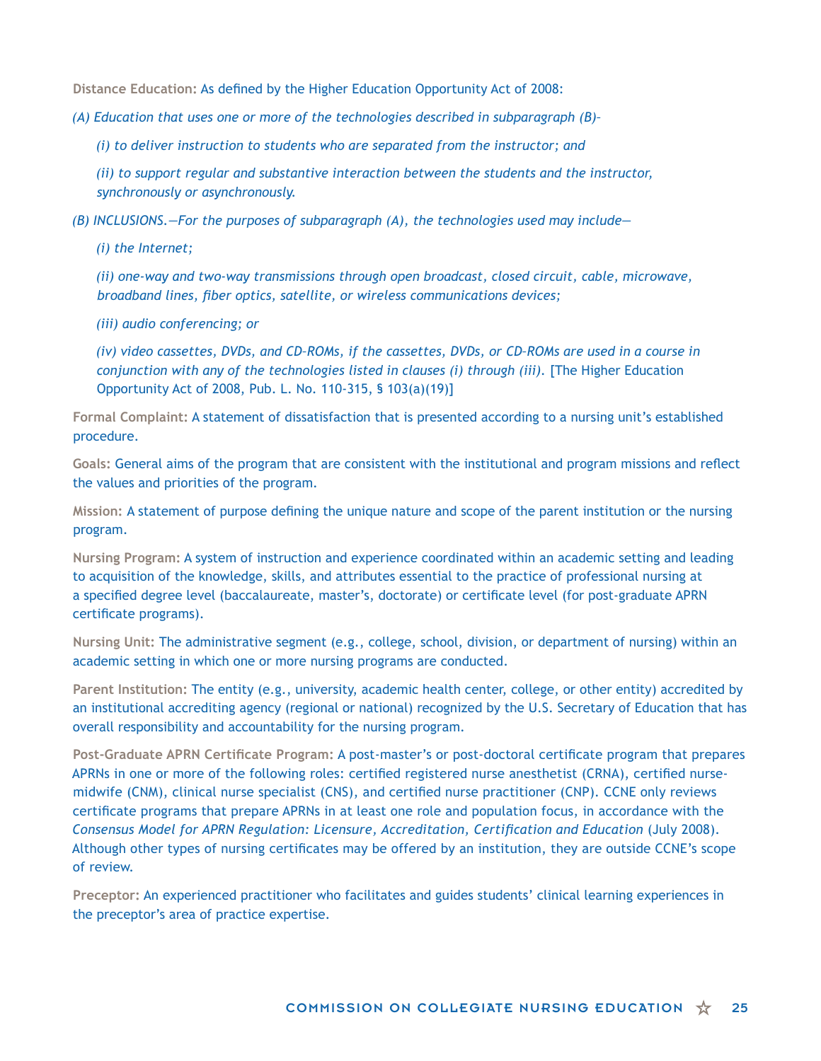**Distance Education:** As defined by the Higher Education Opportunity Act of 2008:

*(A) Education that uses one or more of the technologies described in subparagraph (B)-*

*(i) to deliver instruction to students who are separated from the instructor; and*

*(ii) to support regular and substantive interaction between the students and the instructor, synchronously or asynchronously.*

*(B) INCLUSIONS.—For the purposes of subparagraph (A), the technologies used may include—*

*(i) the Internet;*

*(ii) one-way and two-way transmissions through open broadcast, closed circuit, cable, microwave, broadband lines, fiber optics, satellite, or wireless communications devices;*

*(iii) audio conferencing; or*

*(iv) video cassettes, DVDs, and CD-ROMs, if the cassettes, DVDs, or CD-ROMs are used in a course in conjunction with any of the technologies listed in clauses (i) through (iii).* [The Higher Education Opportunity Act of 2008, Pub. L. No. 110-315, § 103(a)(19)]

**Formal Complaint:** A statement of dissatisfaction that is presented according to a nursing unit's established procedure.

**Goals:** General aims of the program that are consistent with the institutional and program missions and reflect the values and priorities of the program.

**Mission:** A statement of purpose defining the unique nature and scope of the parent institution or the nursing program.

**Nursing Program:** A system of instruction and experience coordinated within an academic setting and leading to acquisition of the knowledge, skills, and attributes essential to the practice of professional nursing at a specified degree level (baccalaureate, master's, doctorate) or certificate level (for post-graduate APRN certificate programs).

**Nursing Unit:** The administrative segment (e.g., college, school, division, or department of nursing) within an academic setting in which one or more nursing programs are conducted.

**Parent Institution:** The entity (e.g., university, academic health center, college, or other entity) accredited by an institutional accrediting agency (regional or national) recognized by the U.S. Secretary of Education that has overall responsibility and accountability for the nursing program.

**Post-Graduate APRN Certificate Program:** A post-master's or post-doctoral certificate program that prepares APRNs in one or more of the following roles: certified registered nurse anesthetist (CRNA), certified nurse-midwife (CNM), clinical nurse specialist (CNS), and certified nurse practitioner (CNP). CCNE only reviews certificate programs that prepare APRNs in at least one role and population focus, in accordance with the *Consensus Model for APRN Regulation: Licensure, Accreditation, Certification and Education* (July 2008). Although other types of nursing certificates may be offered by an institution, they are outside CCNE's scope of review.

**Preceptor:** An experienced practitioner who facilitates and guides students' clinical learning experiences in the preceptor's area of practice expertise.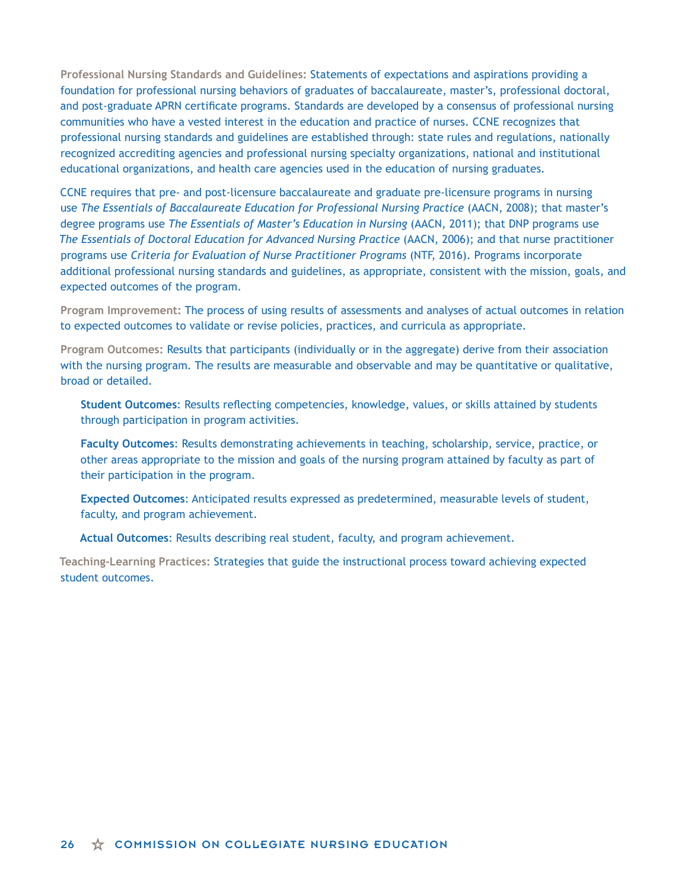**Professional Nursing Standards and Guidelines:** Statements of expectations and aspirations providing a foundation for professional nursing behaviors of graduates of baccalaureate, master's, professional doctoral, and post-graduate APRN certificate programs. Standards are developed by a consensus of professional nursing communities who have a vested interest in the education and practice of nurses. CCNE recognizes that professional nursing standards and guidelines are established through: state rules and regulations, nationally recognized accrediting agencies and professional nursing specialty organizations, national and institutional educational organizations, and health care agencies used in the education of nursing graduates.

CCNE requires that pre- and post-licensure baccalaureate and graduate pre-licensure programs in nursing use *The Essentials of Baccalaureate Education for Professional Nursing Practice* (AACN, 2008); that master's degree programs use *The Essentials of Master's Education in Nursing* (AACN, 2011); that DNP programs use *The Essentials of Doctoral Education for Advanced Nursing Practice* (AACN, 2006); and that nurse practitioner programs use *Criteria for Evaluation of Nurse Practitioner Programs* (NTF, 2016). Programs incorporate additional professional nursing standards and guidelines, as appropriate, consistent with the mission, goals, and expected outcomes of the program.

**Program Improvement:** The process of using results of assessments and analyses of actual outcomes in relation to expected outcomes to validate or revise policies, practices, and curricula as appropriate.

**Program Outcomes:** Results that participants (individually or in the aggregate) derive from their association with the nursing program. The results are measurable and observable and may be quantitative or qualitative, broad or detailed.

- **Student Outcomes**: Results reflecting competencies, knowledge, values, or skills attained by students through participation in program activities.

- **Faculty Outcomes**: Results demonstrating achievements in teaching, scholarship, service, practice, or other areas appropriate to the mission and goals of the nursing program attained by faculty as part of their participation in the program.

- **Expected Outcomes**: Anticipated results expressed as predetermined, measurable levels of student, faculty, and program achievement.

- **Actual Outcomes**: Results describing real student, faculty, and program achievement.

**Teaching-Learning Practices:** Strategies that guide the instructional process toward achieving expected student outcomes.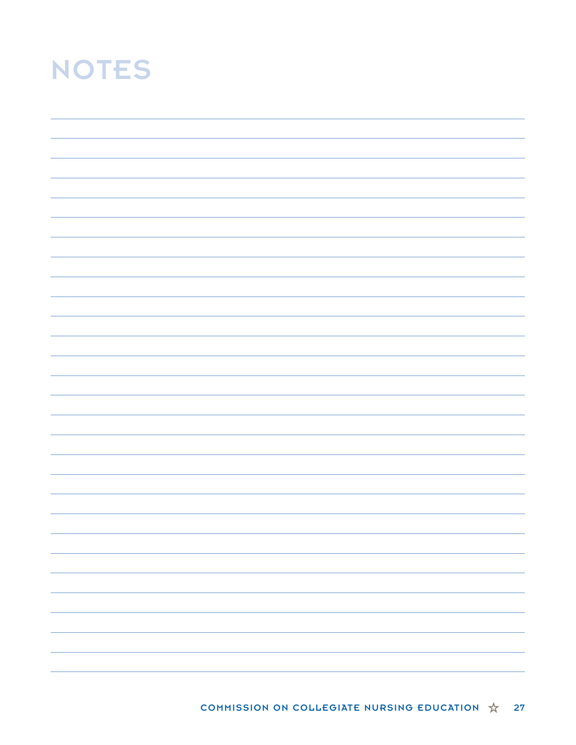# NOTES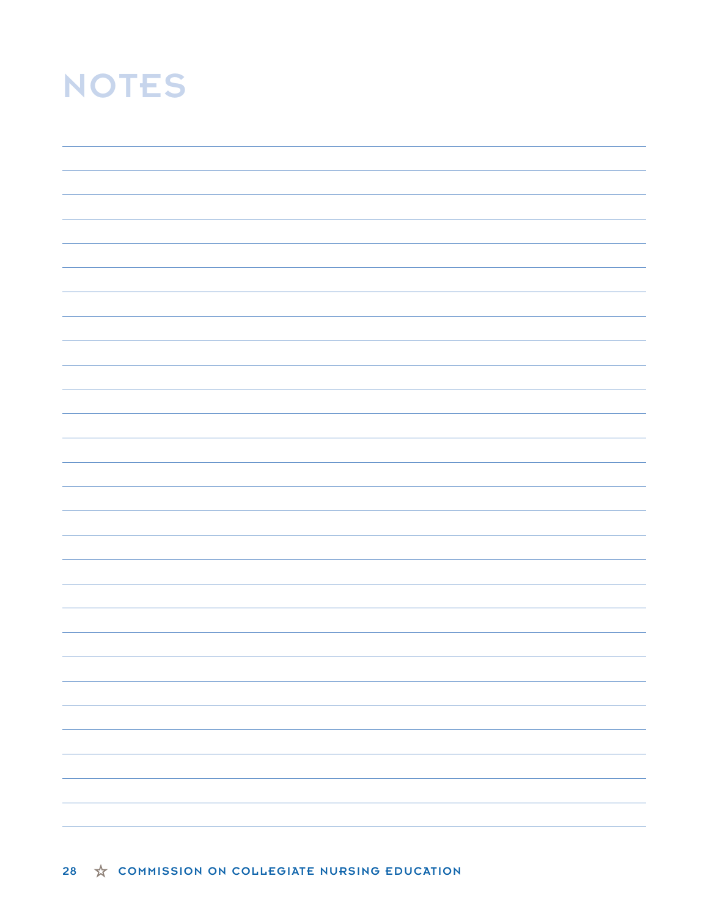# NOTES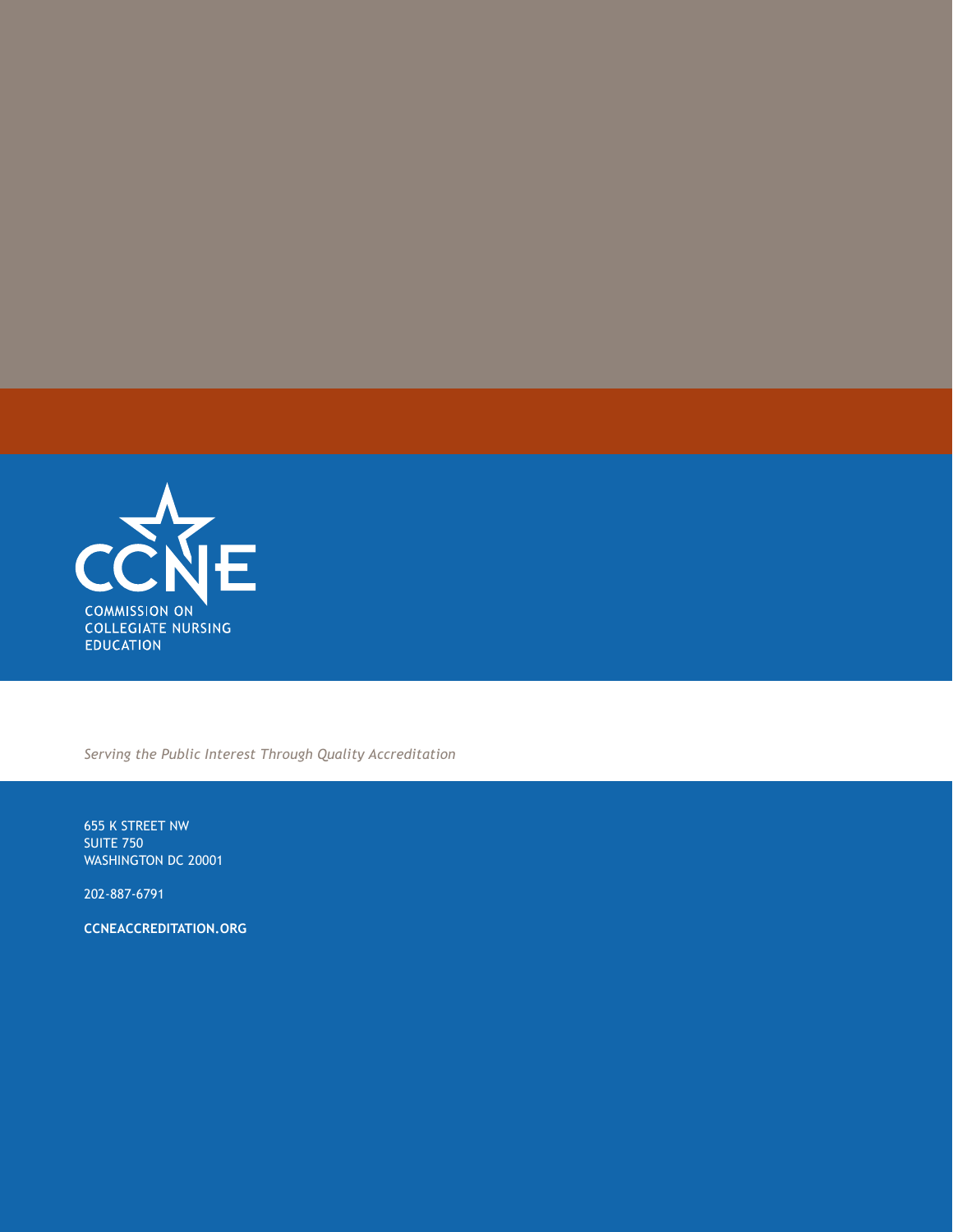CCNE

COMMISSION ON
COLLEGIATE NURSING
EDUCATION

*Serving the Public Interest Through Quality Accreditation*

655 K STREET NW
SUITE 750
WASHINGTON DC 20001

202-887-6791

**CCNEACCREDITATION.ORG**